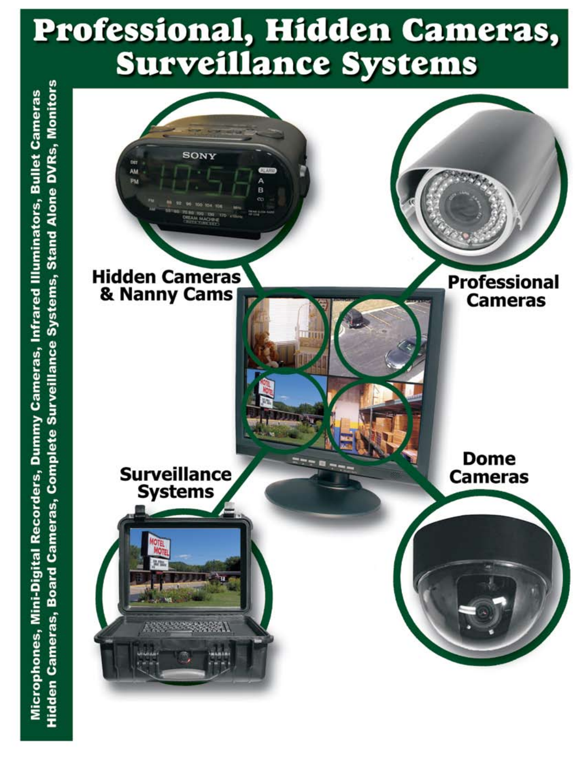# Professional, Hidden Cameras, Surveillance Systems

Microphones, Mini-Digital Recorders, Dummy Cameras, Infrared Illuminators, Bullet Cameras
Hidden Cameras, Board Cameras, Complete Surveillance Systems, Stand Alone DVRs, Monitors

**Hidden Cameras & Nanny Cams**

**Professional Cameras**

**Surveillance Systems**

**Dome Cameras**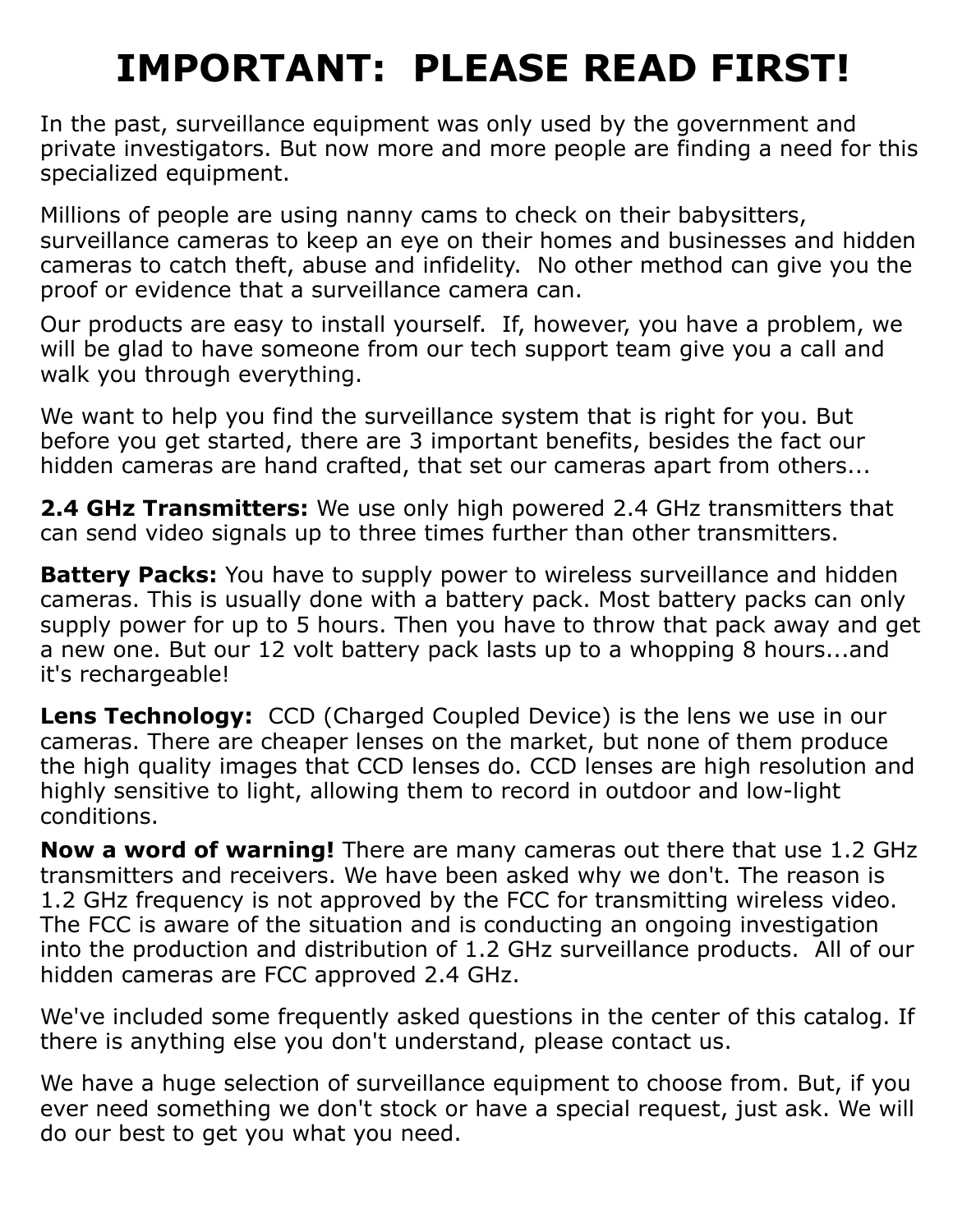# IMPORTANT: PLEASE READ FIRST!

In the past, surveillance equipment was only used by the government and private investigators. But now more and more people are finding a need for this specialized equipment.

Millions of people are using nanny cams to check on their babysitters, surveillance cameras to keep an eye on their homes and businesses and hidden cameras to catch theft, abuse and infidelity. No other method can give you the proof or evidence that a surveillance camera can.

Our products are easy to install yourself. If, however, you have a problem, we will be glad to have someone from our tech support team give you a call and walk you through everything.

We want to help you find the surveillance system that is right for you. But before you get started, there are 3 important benefits, besides the fact our hidden cameras are hand crafted, that set our cameras apart from others...

**2.4 GHz Transmitters:** We use only high powered 2.4 GHz transmitters that can send video signals up to three times further than other transmitters.

**Battery Packs:** You have to supply power to wireless surveillance and hidden cameras. This is usually done with a battery pack. Most battery packs can only supply power for up to 5 hours. Then you have to throw that pack away and get a new one. But our 12 volt battery pack lasts up to a whopping 8 hours...and it's rechargeable!

**Lens Technology:** CCD (Charged Coupled Device) is the lens we use in our cameras. There are cheaper lenses on the market, but none of them produce the high quality images that CCD lenses do. CCD lenses are high resolution and highly sensitive to light, allowing them to record in outdoor and low-light conditions.

**Now a word of warning!** There are many cameras out there that use 1.2 GHz transmitters and receivers. We have been asked why we don't. The reason is 1.2 GHz frequency is not approved by the FCC for transmitting wireless video. The FCC is aware of the situation and is conducting an ongoing investigation into the production and distribution of 1.2 GHz surveillance products. All of our hidden cameras are FCC approved 2.4 GHz.

We've included some frequently asked questions in the center of this catalog. If there is anything else you don't understand, please contact us.

We have a huge selection of surveillance equipment to choose from. But, if you ever need something we don't stock or have a special request, just ask. We will do our best to get you what you need.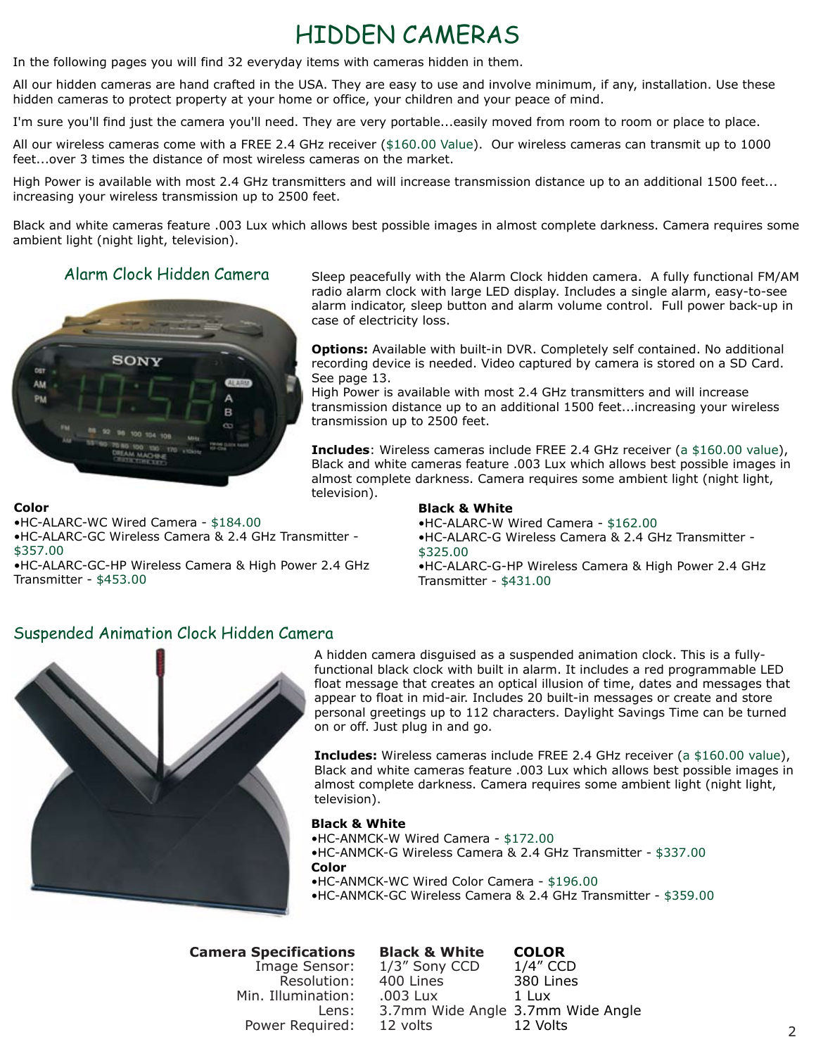# HIDDEN CAMERAS

In the following pages you will find 32 everyday items with cameras hidden in them.

All our hidden cameras are hand crafted in the USA. They are easy to use and involve minimum, if any, installation. Use these hidden cameras to protect property at your home or office, your children and your peace of mind.

I'm sure you'll find just the camera you'll need. They are very portable...easily moved from room to room or place to place.

All our wireless cameras come with a FREE 2.4 GHz receiver ($160.00 Value). Our wireless cameras can transmit up to 1000 feet...over 3 times the distance of most wireless cameras on the market.

High Power is available with most 2.4 GHz transmitters and will increase transmission distance up to an additional 1500 feet... increasing your wireless transmission up to 2500 feet.

Black and white cameras feature .003 Lux which allows best possible images in almost complete darkness. Camera requires some ambient light (night light, television).

## Alarm Clock Hidden Camera

Sleep peacefully with the Alarm Clock hidden camera. A fully functional FM/AM radio alarm clock with large LED display. Includes a single alarm, easy-to-see alarm indicator, sleep button and alarm volume control. Full power back-up in case of electricity loss.

**Options:** Available with built-in DVR. Completely self contained. No additional recording device is needed. Video captured by camera is stored on a SD Card. See page 13.
High Power is available with most 2.4 GHz transmitters and will increase transmission distance up to an additional 1500 feet...increasing your wireless transmission up to 2500 feet.

**Includes**: Wireless cameras include FREE 2.4 GHz receiver (a $160.00 value), Black and white cameras feature .003 Lux which allows best possible images in almost complete darkness. Camera requires some ambient light (night light, television).

**Color**
- HC-ALARC-WC Wired Camera - $184.00
- HC-ALARC-GC Wireless Camera & 2.4 GHz Transmitter - $357.00
- HC-ALARC-GC-HP Wireless Camera & High Power 2.4 GHz Transmitter - $453.00

**Black & White**
- HC-ALARC-W Wired Camera - $162.00
- HC-ALARC-G Wireless Camera & 2.4 GHz Transmitter - $325.00
- HC-ALARC-G-HP Wireless Camera & High Power 2.4 GHz Transmitter - $431.00

## Suspended Animation Clock Hidden Camera

A hidden camera disguised as a suspended animation clock. This is a fully-functional black clock with built in alarm. It includes a red programmable LED float message that creates an optical illusion of time, dates and messages that appear to float in mid-air. Includes 20 built-in messages or create and store personal greetings up to 112 characters. Daylight Savings Time can be turned on or off. Just plug in and go.

**Includes:** Wireless cameras include FREE 2.4 GHz receiver (a $160.00 value), Black and white cameras feature .003 Lux which allows best possible images in almost complete darkness. Camera requires some ambient light (night light, television).

**Black & White**
- HC-ANMCK-W Wired Camera - $172.00
- HC-ANMCK-G Wireless Camera & 2.4 GHz Transmitter - $337.00

**Color**
- HC-ANMCK-WC Wired Color Camera - $196.00
- HC-ANMCK-GC Wireless Camera & 2.4 GHz Transmitter - $359.00

| Camera Specifications | Black & White | COLOR |
|---|---|---|
| Image Sensor: | 1/3" Sony CCD | 1/4" CCD |
| Resolution: | 400 Lines | 380 Lines |
| Min. Illumination: | .003 Lux | 1 Lux |
| Lens: | 3.7mm Wide Angle | 3.7mm Wide Angle |
| Power Required: | 12 volts | 12 Volts |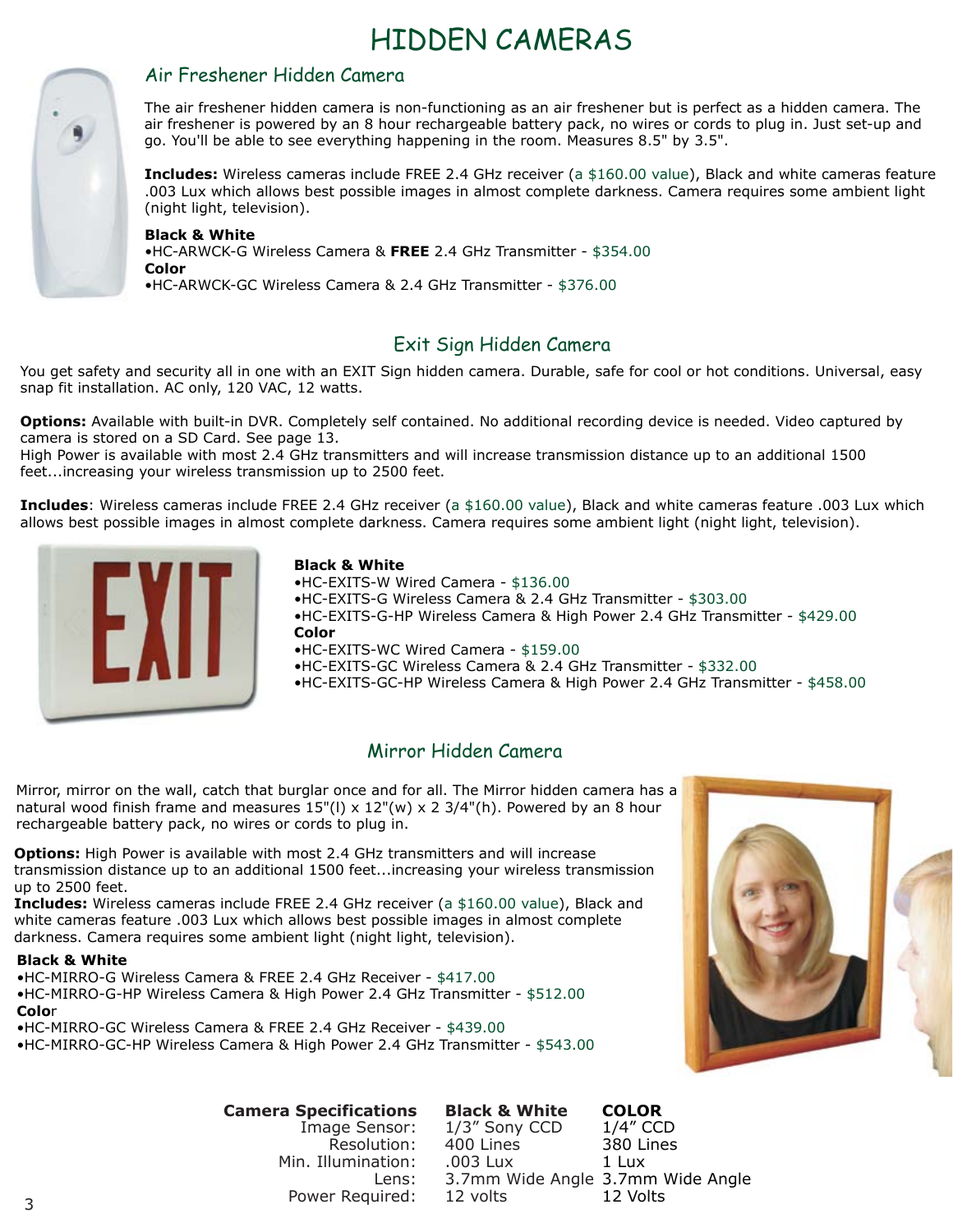# HIDDEN CAMERAS

## Air Freshener Hidden Camera

The air freshener hidden camera is non-functioning as an air freshener but is perfect as a hidden camera. The air freshener is powered by an 8 hour rechargeable battery pack, no wires or cords to plug in. Just set-up and go. You'll be able to see everything happening in the room. Measures 8.5" by 3.5".

**Includes:** Wireless cameras include FREE 2.4 GHz receiver (a $160.00 value), Black and white cameras feature .003 Lux which allows best possible images in almost complete darkness. Camera requires some ambient light (night light, television).

**Black & White**
- HC-ARWCK-G Wireless Camera & **FREE** 2.4 GHz Transmitter - $354.00

**Color**
- HC-ARWCK-GC Wireless Camera & 2.4 GHz Transmitter - $376.00

## Exit Sign Hidden Camera

You get safety and security all in one with an EXIT Sign hidden camera. Durable, safe for cool or hot conditions. Universal, easy snap fit installation. AC only, 120 VAC, 12 watts.

**Options:** Available with built-in DVR. Completely self contained. No additional recording device is needed. Video captured by camera is stored on a SD Card. See page 13.
High Power is available with most 2.4 GHz transmitters and will increase transmission distance up to an additional 1500 feet...increasing your wireless transmission up to 2500 feet.

**Includes**: Wireless cameras include FREE 2.4 GHz receiver (a $160.00 value), Black and white cameras feature .003 Lux which allows best possible images in almost complete darkness. Camera requires some ambient light (night light, television).

**Black & White**
- HC-EXITS-W Wired Camera - $136.00
- HC-EXITS-G Wireless Camera & 2.4 GHz Transmitter - $303.00
- HC-EXITS-G-HP Wireless Camera & High Power 2.4 GHz Transmitter - $429.00

**Color**
- HC-EXITS-WC Wired Camera - $159.00
- HC-EXITS-GC Wireless Camera & 2.4 GHz Transmitter - $332.00
- HC-EXITS-GC-HP Wireless Camera & High Power 2.4 GHz Transmitter - $458.00

## Mirror Hidden Camera

Mirror, mirror on the wall, catch that burglar once and for all. The Mirror hidden camera has a natural wood finish frame and measures 15"(l) x 12"(w) x 2 3/4"(h). Powered by an 8 hour rechargeable battery pack, no wires or cords to plug in.

**Options:** High Power is available with most 2.4 GHz transmitters and will increase transmission distance up to an additional 1500 feet...increasing your wireless transmission up to 2500 feet.
**Includes:** Wireless cameras include FREE 2.4 GHz receiver (a $160.00 value), Black and white cameras feature .003 Lux which allows best possible images in almost complete darkness. Camera requires some ambient light (night light, television).

**Black & White**
- HC-MIRRO-G Wireless Camera & FREE 2.4 GHz Receiver - $417.00
- HC-MIRRO-G-HP Wireless Camera & High Power 2.4 GHz Transmitter - $512.00

**Color**
- HC-MIRRO-GC Wireless Camera & FREE 2.4 GHz Receiver - $439.00
- HC-MIRRO-GC-HP Wireless Camera & High Power 2.4 GHz Transmitter - $543.00

| Camera Specifications | Black & White | COLOR |
|---|---|---|
| Image Sensor: | 1/3" Sony CCD | 1/4" CCD |
| Resolution: | 400 Lines | 380 Lines |
| Min. Illumination: | .003 Lux | 1 Lux |
| Lens: | 3.7mm Wide Angle | 3.7mm Wide Angle |
| Power Required: | 12 volts | 12 Volts |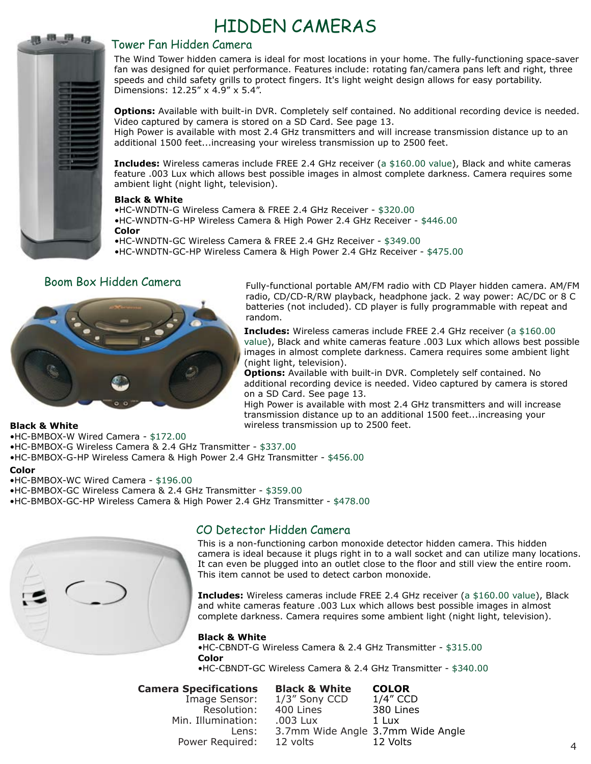# HIDDEN CAMERAS

## Tower Fan Hidden Camera

The Wind Tower hidden camera is ideal for most locations in your home. The fully-functioning space-saver fan was designed for quiet performance. Features include: rotating fan/camera pans left and right, three speeds and child safety grills to protect fingers. It's light weight design allows for easy portability. Dimensions: 12.25" x 4.9" x 5.4".

**Options:** Available with built-in DVR. Completely self contained. No additional recording device is needed. Video captured by camera is stored on a SD Card. See page 13.
High Power is available with most 2.4 GHz transmitters and will increase transmission distance up to an additional 1500 feet...increasing your wireless transmission up to 2500 feet.

**Includes:** Wireless cameras include FREE 2.4 GHz receiver (a $160.00 value), Black and white cameras feature .003 Lux which allows best possible images in almost complete darkness. Camera requires some ambient light (night light, television).

**Black & White**
- HC-WNDTN-G Wireless Camera & FREE 2.4 GHz Receiver - $320.00
- HC-WNDTN-G-HP Wireless Camera & High Power 2.4 GHz Receiver - $446.00

**Color**
- HC-WNDTN-GC Wireless Camera & FREE 2.4 GHz Receiver - $349.00
- HC-WNDTN-GC-HP Wireless Camera & High Power 2.4 GHz Receiver - $475.00

## Boom Box Hidden Camera

Fully-functional portable AM/FM radio with CD Player hidden camera. AM/FM radio, CD/CD-R/RW playback, headphone jack. 2 way power: AC/DC or 8 C batteries (not included). CD player is fully programmable with repeat and random.

**Includes:** Wireless cameras include FREE 2.4 GHz receiver (a $160.00 value), Black and white cameras feature .003 Lux which allows best possible images in almost complete darkness. Camera requires some ambient light (night light, television).

**Options:** Available with built-in DVR. Completely self contained. No additional recording device is needed. Video captured by camera is stored on a SD Card. See page 13.
High Power is available with most 2.4 GHz transmitters and will increase transmission distance up to an additional 1500 feet...increasing your wireless transmission up to 2500 feet.

**Black & White**
- HC-BMBOX-W Wired Camera - $172.00
- HC-BMBOX-G Wireless Camera & 2.4 GHz Transmitter - $337.00
- HC-BMBOX-G-HP Wireless Camera & High Power 2.4 GHz Transmitter - $456.00

**Color**
- HC-BMBOX-WC Wired Camera - $196.00
- HC-BMBOX-GC Wireless Camera & 2.4 GHz Transmitter - $359.00
- HC-BMBOX-GC-HP Wireless Camera & High Power 2.4 GHz Transmitter - $478.00

## CO Detector Hidden Camera

This is a non-functioning carbon monoxide detector hidden camera. This hidden camera is ideal because it plugs right in to a wall socket and can utilize many locations. It can even be plugged into an outlet close to the floor and still view the entire room. This item cannot be used to detect carbon monoxide.

**Includes:** Wireless cameras include FREE 2.4 GHz receiver (a $160.00 value), Black and white cameras feature .003 Lux which allows best possible images in almost complete darkness. Camera requires some ambient light (night light, television).

**Black & White**
- HC-CBNDT-G Wireless Camera & 2.4 GHz Transmitter - $315.00

**Color**
- HC-CBNDT-GC Wireless Camera & 2.4 GHz Transmitter - $340.00

| Camera Specifications | Black & White | COLOR |
|---|---|---|
| Image Sensor: | 1/3" Sony CCD | 1/4" CCD |
| Resolution: | 400 Lines | 380 Lines |
| Min. Illumination: | .003 Lux | 1 Lux |
| Lens: | 3.7mm Wide Angle | 3.7mm Wide Angle |
| Power Required: | 12 volts | 12 Volts |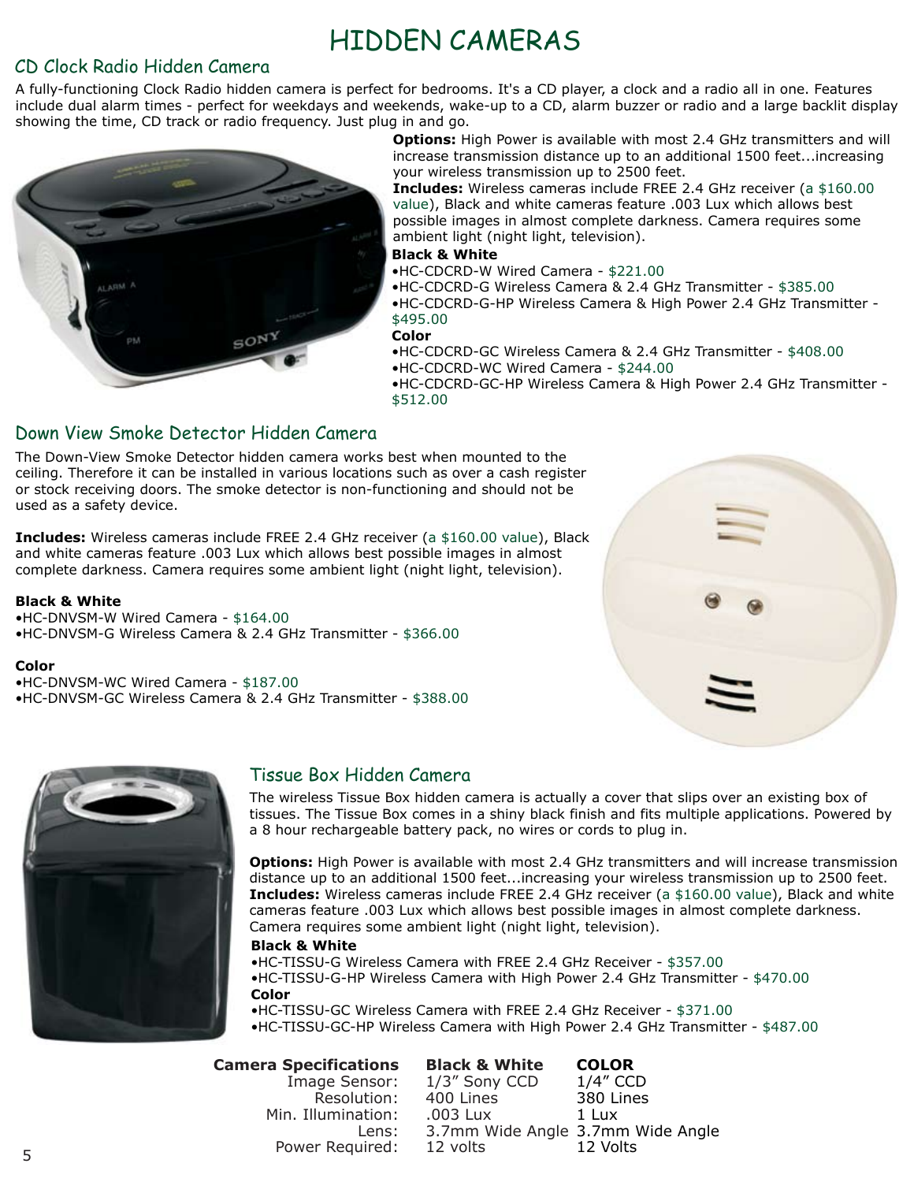# HIDDEN CAMERAS

## CD Clock Radio Hidden Camera

A fully-functioning Clock Radio hidden camera is perfect for bedrooms. It's a CD player, a clock and a radio all in one. Features include dual alarm times - perfect for weekdays and weekends, wake-up to a CD, alarm buzzer or radio and a large backlit display showing the time, CD track or radio frequency. Just plug in and go.

**Options:** High Power is available with most 2.4 GHz transmitters and will increase transmission distance up to an additional 1500 feet...increasing your wireless transmission up to 2500 feet.
**Includes:** Wireless cameras include FREE 2.4 GHz receiver (a $160.00 value), Black and white cameras feature .003 Lux which allows best possible images in almost complete darkness. Camera requires some ambient light (night light, television).

**Black & White**
- HC-CDCRD-W Wired Camera - $221.00
- HC-CDCRD-G Wireless Camera & 2.4 GHz Transmitter - $385.00
- HC-CDCRD-G-HP Wireless Camera & High Power 2.4 GHz Transmitter - $495.00

**Color**
- HC-CDCRD-GC Wireless Camera & 2.4 GHz Transmitter - $408.00
- HC-CDCRD-WC Wired Camera - $244.00
- HC-CDCRD-GC-HP Wireless Camera & High Power 2.4 GHz Transmitter - $512.00

## Down View Smoke Detector Hidden Camera

The Down-View Smoke Detector hidden camera works best when mounted to the ceiling. Therefore it can be installed in various locations such as over a cash register or stock receiving doors. The smoke detector is non-functioning and should not be used as a safety device.

**Includes:** Wireless cameras include FREE 2.4 GHz receiver (a $160.00 value), Black and white cameras feature .003 Lux which allows best possible images in almost complete darkness. Camera requires some ambient light (night light, television).

**Black & White**
- HC-DNVSM-W Wired Camera - $164.00
- HC-DNVSM-G Wireless Camera & 2.4 GHz Transmitter - $366.00

**Color**
- HC-DNVSM-WC Wired Camera - $187.00
- HC-DNVSM-GC Wireless Camera & 2.4 GHz Transmitter - $388.00

## Tissue Box Hidden Camera

The wireless Tissue Box hidden camera is actually a cover that slips over an existing box of tissues. The Tissue Box comes in a shiny black finish and fits multiple applications. Powered by a 8 hour rechargeable battery pack, no wires or cords to plug in.

**Options:** High Power is available with most 2.4 GHz transmitters and will increase transmission distance up to an additional 1500 feet...increasing your wireless transmission up to 2500 feet.
**Includes:** Wireless cameras include FREE 2.4 GHz receiver (a $160.00 value), Black and white cameras feature .003 Lux which allows best possible images in almost complete darkness. Camera requires some ambient light (night light, television).

**Black & White**
- HC-TISSU-G Wireless Camera with FREE 2.4 GHz Receiver - $357.00
- HC-TISSU-G-HP Wireless Camera with High Power 2.4 GHz Transmitter - $470.00

**Color**
- HC-TISSU-GC Wireless Camera with FREE 2.4 GHz Receiver - $371.00
- HC-TISSU-GC-HP Wireless Camera with High Power 2.4 GHz Transmitter - $487.00

| Camera Specifications | Black & White | COLOR |
|---|---|---|
| Image Sensor: | 1/3" Sony CCD | 1/4" CCD |
| Resolution: | 400 Lines | 380 Lines |
| Min. Illumination: | .003 Lux | 1 Lux |
| Lens: | 3.7mm Wide Angle | 3.7mm Wide Angle |
| Power Required: | 12 volts | 12 Volts |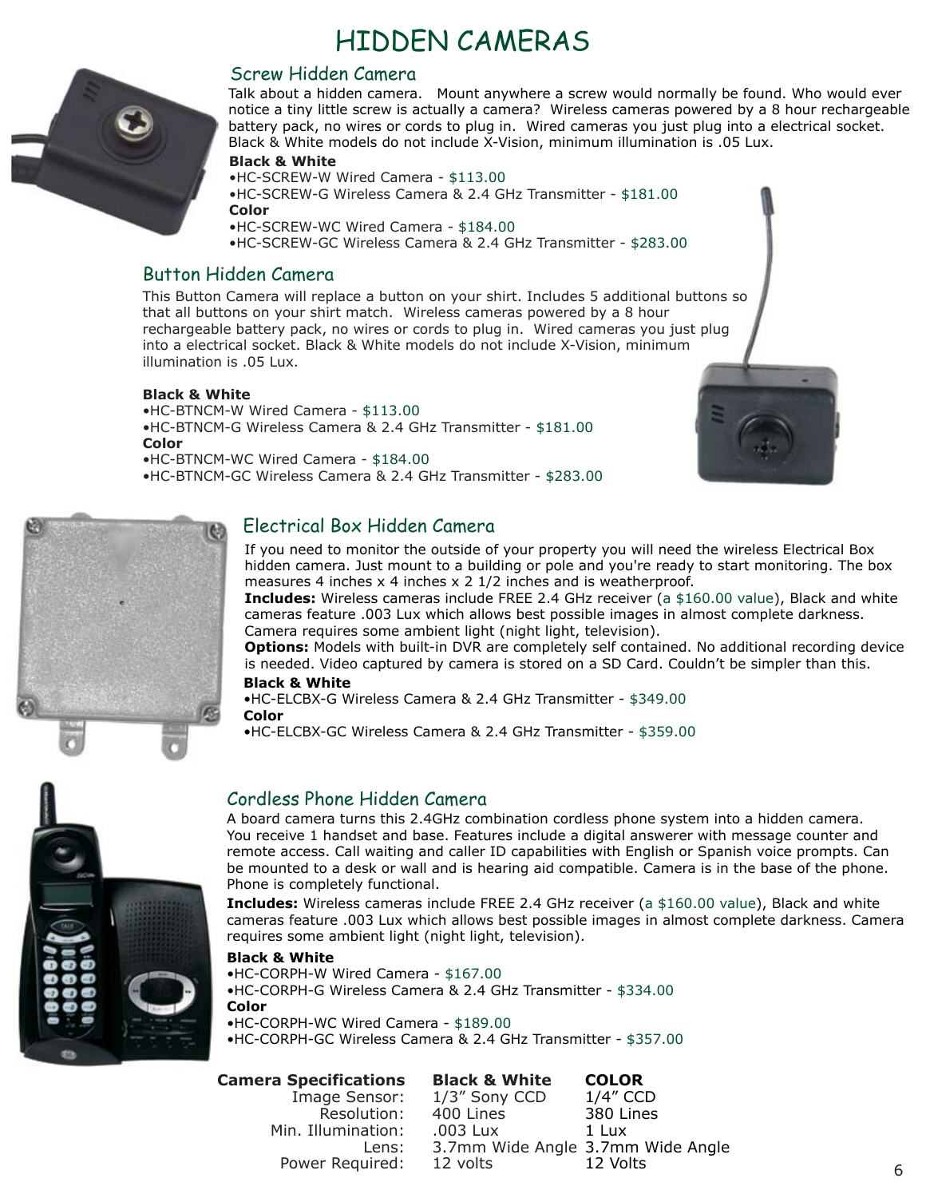# HIDDEN CAMERAS

## Screw Hidden Camera

Talk about a hidden camera. Mount anywhere a screw would normally be found. Who would ever notice a tiny little screw is actually a camera? Wireless cameras powered by a 8 hour rechargeable battery pack, no wires or cords to plug in. Wired cameras you just plug into a electrical socket. Black & White models do not include X-Vision, minimum illumination is .05 Lux.

**Black & White**

- HC-SCREW-W Wired Camera - $113.00
- HC-SCREW-G Wireless Camera & 2.4 GHz Transmitter - $181.00

**Color**

- HC-SCREW-WC Wired Camera - $184.00
- HC-SCREW-GC Wireless Camera & 2.4 GHz Transmitter - $283.00

## Button Hidden Camera

This Button Camera will replace a button on your shirt. Includes 5 additional buttons so that all buttons on your shirt match. Wireless cameras powered by a 8 hour rechargeable battery pack, no wires or cords to plug in. Wired cameras you just plug into a electrical socket. Black & White models do not include X-Vision, minimum illumination is .05 Lux.

**Black & White**

- HC-BTNCM-W Wired Camera - $113.00
- HC-BTNCM-G Wireless Camera & 2.4 GHz Transmitter - $181.00

**Color**

- HC-BTNCM-WC Wired Camera - $184.00
- HC-BTNCM-GC Wireless Camera & 2.4 GHz Transmitter - $283.00

## Electrical Box Hidden Camera

If you need to monitor the outside of your property you will need the wireless Electrical Box hidden camera. Just mount to a building or pole and you're ready to start monitoring. The box measures 4 inches x 4 inches x 2 1/2 inches and is weatherproof.

**Includes:** Wireless cameras include FREE 2.4 GHz receiver (a $160.00 value), Black and white cameras feature .003 Lux which allows best possible images in almost complete darkness. Camera requires some ambient light (night light, television).

**Options:** Models with built-in DVR are completely self contained. No additional recording device is needed. Video captured by camera is stored on a SD Card. Couldn't be simpler than this.

**Black & White**

- HC-ELCBX-G Wireless Camera & 2.4 GHz Transmitter - $349.00

**Color**

- HC-ELCBX-GC Wireless Camera & 2.4 GHz Transmitter - $359.00

## Cordless Phone Hidden Camera

A board camera turns this 2.4GHz combination cordless phone system into a hidden camera. You receive 1 handset and base. Features include a digital answerer with message counter and remote access. Call waiting and caller ID capabilities with English or Spanish voice prompts. Can be mounted to a desk or wall and is hearing aid compatible. Camera is in the base of the phone. Phone is completely functional.

**Includes:** Wireless cameras include FREE 2.4 GHz receiver (a $160.00 value), Black and white cameras feature .003 Lux which allows best possible images in almost complete darkness. Camera requires some ambient light (night light, television).

**Black & White**

- HC-CORPH-W Wired Camera - $167.00
- HC-CORPH-G Wireless Camera & 2.4 GHz Transmitter - $334.00

**Color**

- HC-CORPH-WC Wired Camera - $189.00
- HC-CORPH-GC Wireless Camera & 2.4 GHz Transmitter - $357.00

| Camera Specifications | Black & White | COLOR |
|---|---|---|
| Image Sensor: | 1/3" Sony CCD | 1/4" CCD |
| Resolution: | 400 Lines | 380 Lines |
| Min. Illumination: | .003 Lux | 1 Lux |
| Lens: | 3.7mm Wide Angle | 3.7mm Wide Angle |
| Power Required: | 12 volts | 12 Volts |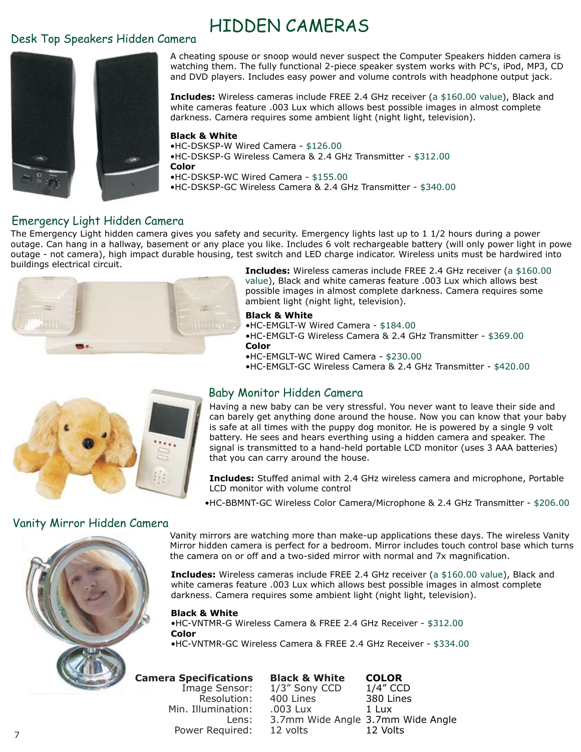# HIDDEN CAMERAS

## Desk Top Speakers Hidden Camera

A cheating spouse or snoop would never suspect the Computer Speakers hidden camera is watching them. The fully functional 2-piece speaker system works with PC's, iPod, MP3, CD and DVD players. Includes easy power and volume controls with headphone output jack.

**Includes:** Wireless cameras include FREE 2.4 GHz receiver (a $160.00 value), Black and white cameras feature .003 Lux which allows best possible images in almost complete darkness. Camera requires some ambient light (night light, television).

**Black & White**
- HC-DSKSP-W Wired Camera - $126.00
- HC-DSKSP-G Wireless Camera & 2.4 GHz Transmitter - $312.00

**Color**
- HC-DSKSP-WC Wired Camera - $155.00
- HC-DSKSP-GC Wireless Camera & 2.4 GHz Transmitter - $340.00

## Emergency Light Hidden Camera

The Emergency Light hidden camera gives you safety and security. Emergency lights last up to 1 1/2 hours during a power outage. Can hang in a hallway, basement or any place you like. Includes 6 volt rechargeable battery (will only power light in powe outage - not camera), high impact durable housing, test switch and LED charge indicator. Wireless units must be hardwired into buildings electrical circuit.

**Includes:** Wireless cameras include FREE 2.4 GHz receiver (a $160.00 value), Black and white cameras feature .003 Lux which allows best possible images in almost complete darkness. Camera requires some ambient light (night light, television).

**Black & White**
- HC-EMGLT-W Wired Camera - $184.00
- HC-EMGLT-G Wireless Camera & 2.4 GHz Transmitter - $369.00

**Color**
- HC-EMGLT-WC Wired Camera - $230.00
- HC-EMGLT-GC Wireless Camera & 2.4 GHz Transmitter - $420.00

## Baby Monitor Hidden Camera

Having a new baby can be very stressful. You never want to leave their side and can barely get anything done around the house. Now you can know that your baby is safe at all times with the puppy dog monitor. He is powered by a single 9 volt battery. He sees and hears everthing using a hidden camera and speaker. The signal is transmitted to a hand-held portable LCD monitor (uses 3 AAA batteries) that you can carry around the house.

**Includes:** Stuffed animal with 2.4 GHz wireless camera and microphone, Portable LCD monitor with volume control

- HC-BBMNT-GC Wireless Color Camera/Microphone & 2.4 GHz Transmitter - $206.00

## Vanity Mirror Hidden Camera

Vanity mirrors are watching more than make-up applications these days. The wireless Vanity Mirror hidden camera is perfect for a bedroom. Mirror includes touch control base which turns the camera on or off and a two-sided mirror with normal and 7x magnification.

**Includes:** Wireless cameras include FREE 2.4 GHz receiver (a $160.00 value), Black and white cameras feature .003 Lux which allows best possible images in almost complete darkness. Camera requires some ambient light (night light, television).

**Black & White**
- HC-VNTMR-G Wireless Camera & FREE 2.4 GHz Receiver - $312.00

**Color**
- HC-VNTMR-GC Wireless Camera & FREE 2.4 GHz Receiver - $334.00

| Camera Specifications | Black & White | COLOR |
|---|---|---|
| Image Sensor: | 1/3" Sony CCD | 1/4" CCD |
| Resolution: | 400 Lines | 380 Lines |
| Min. Illumination: | .003 Lux | 1 Lux |
| Lens: | 3.7mm Wide Angle | 3.7mm Wide Angle |
| Power Required: | 12 volts | 12 Volts |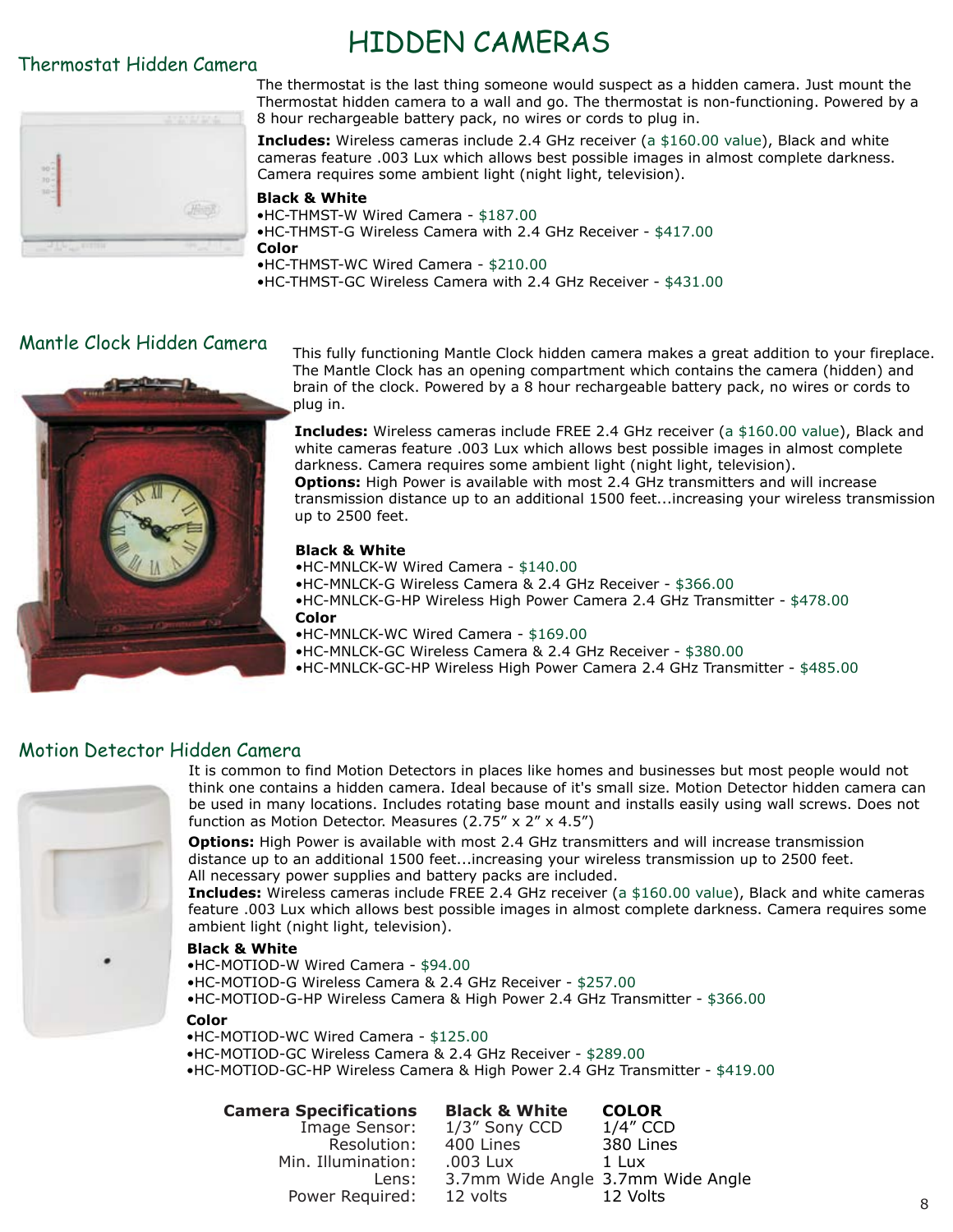# HIDDEN CAMERAS

## Thermostat Hidden Camera

The thermostat is the last thing someone would suspect as a hidden camera. Just mount the Thermostat hidden camera to a wall and go. The thermostat is non-functioning. Powered by a 8 hour rechargeable battery pack, no wires or cords to plug in.

**Includes:** Wireless cameras include 2.4 GHz receiver (a $160.00 value), Black and white cameras feature .003 Lux which allows best possible images in almost complete darkness. Camera requires some ambient light (night light, television).

**Black & White**
- HC-THMST-W Wired Camera - $187.00
- HC-THMST-G Wireless Camera with 2.4 GHz Receiver - $417.00

**Color**
- HC-THMST-WC Wired Camera - $210.00
- HC-THMST-GC Wireless Camera with 2.4 GHz Receiver - $431.00

## Mantle Clock Hidden Camera

This fully functioning Mantle Clock hidden camera makes a great addition to your fireplace. The Mantle Clock has an opening compartment which contains the camera (hidden) and brain of the clock. Powered by a 8 hour rechargeable battery pack, no wires or cords to plug in.

**Includes:** Wireless cameras include FREE 2.4 GHz receiver (a $160.00 value), Black and white cameras feature .003 Lux which allows best possible images in almost complete darkness. Camera requires some ambient light (night light, television).
**Options:** High Power is available with most 2.4 GHz transmitters and will increase transmission distance up to an additional 1500 feet...increasing your wireless transmission up to 2500 feet.

**Black & White**
- HC-MNLCK-W Wired Camera - $140.00
- HC-MNLCK-G Wireless Camera & 2.4 GHz Receiver - $366.00
- HC-MNLCK-G-HP Wireless High Power Camera 2.4 GHz Transmitter - $478.00

**Color**
- HC-MNLCK-WC Wired Camera - $169.00
- HC-MNLCK-GC Wireless Camera & 2.4 GHz Receiver - $380.00
- HC-MNLCK-GC-HP Wireless High Power Camera 2.4 GHz Transmitter - $485.00

## Motion Detector Hidden Camera

It is common to find Motion Detectors in places like homes and businesses but most people would not think one contains a hidden camera. Ideal because of it's small size. Motion Detector hidden camera can be used in many locations. Includes rotating base mount and installs easily using wall screws. Does not function as Motion Detector. Measures (2.75" x 2" x 4.5")

**Options:** High Power is available with most 2.4 GHz transmitters and will increase transmission distance up to an additional 1500 feet...increasing your wireless transmission up to 2500 feet. All necessary power supplies and battery packs are included.
**Includes:** Wireless cameras include FREE 2.4 GHz receiver (a $160.00 value), Black and white cameras feature .003 Lux which allows best possible images in almost complete darkness. Camera requires some ambient light (night light, television).

**Black & White**
- HC-MOTIOD-W Wired Camera - $94.00
- HC-MOTIOD-G Wireless Camera & 2.4 GHz Receiver - $257.00
- HC-MOTIOD-G-HP Wireless Camera & High Power 2.4 GHz Transmitter - $366.00

**Color**
- HC-MOTIOD-WC Wired Camera - $125.00
- HC-MOTIOD-GC Wireless Camera & 2.4 GHz Receiver - $289.00
- HC-MOTIOD-GC-HP Wireless Camera & High Power 2.4 GHz Transmitter - $419.00

| Camera Specifications | Black & White | COLOR |
|---|---|---|
| Image Sensor: | 1/3" Sony CCD | 1/4" CCD |
| Resolution: | 400 Lines | 380 Lines |
| Min. Illumination: | .003 Lux | 1 Lux |
| Lens: | 3.7mm Wide Angle | 3.7mm Wide Angle |
| Power Required: | 12 volts | 12 Volts |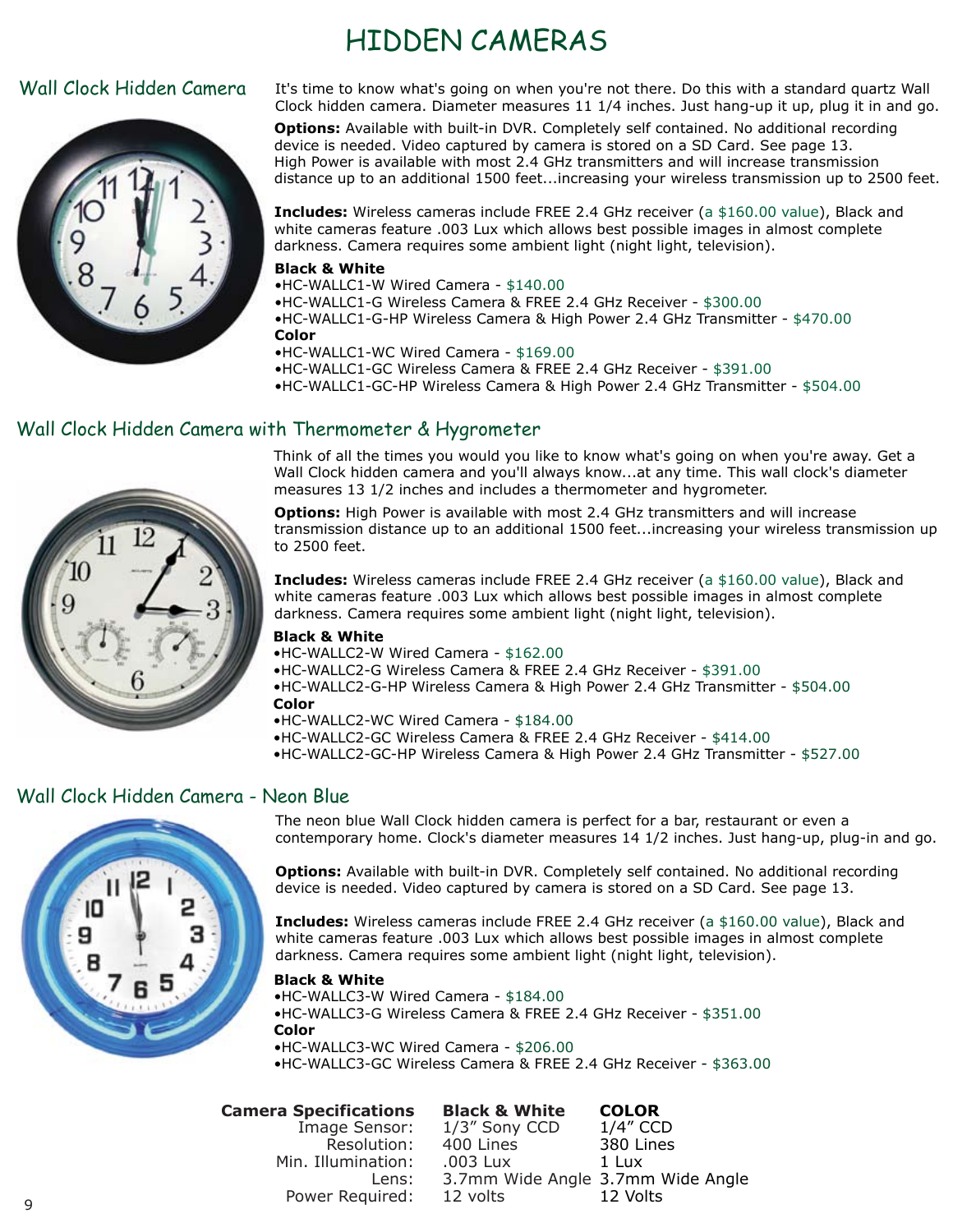# HIDDEN CAMERAS

## Wall Clock Hidden Camera

It's time to know what's going on when you're not there. Do this with a standard quartz Wall Clock hidden camera. Diameter measures 11 1/4 inches. Just hang-up it up, plug it in and go.

**Options:** Available with built-in DVR. Completely self contained. No additional recording device is needed. Video captured by camera is stored on a SD Card. See page 13. High Power is available with most 2.4 GHz transmitters and will increase transmission distance up to an additional 1500 feet...increasing your wireless transmission up to 2500 feet.

**Includes:** Wireless cameras include FREE 2.4 GHz receiver (a $160.00 value), Black and white cameras feature .003 Lux which allows best possible images in almost complete darkness. Camera requires some ambient light (night light, television).

**Black & White**
- HC-WALLC1-W Wired Camera - $140.00
- HC-WALLC1-G Wireless Camera & FREE 2.4 GHz Receiver - $300.00
- HC-WALLC1-G-HP Wireless Camera & High Power 2.4 GHz Transmitter - $470.00

**Color**
- HC-WALLC1-WC Wired Camera - $169.00
- HC-WALLC1-GC Wireless Camera & FREE 2.4 GHz Receiver - $391.00
- HC-WALLC1-GC-HP Wireless Camera & High Power 2.4 GHz Transmitter - $504.00

## Wall Clock Hidden Camera with Thermometer & Hygrometer

Think of all the times you would you like to know what's going on when you're away. Get a Wall Clock hidden camera and you'll always know...at any time. This wall clock's diameter measures 13 1/2 inches and includes a thermometer and hygrometer.

**Options:** High Power is available with most 2.4 GHz transmitters and will increase transmission distance up to an additional 1500 feet...increasing your wireless transmission up to 2500 feet.

**Includes:** Wireless cameras include FREE 2.4 GHz receiver (a $160.00 value), Black and white cameras feature .003 Lux which allows best possible images in almost complete darkness. Camera requires some ambient light (night light, television).

**Black & White**
- HC-WALLC2-W Wired Camera - $162.00
- HC-WALLC2-G Wireless Camera & FREE 2.4 GHz Receiver - $391.00
- HC-WALLC2-G-HP Wireless Camera & High Power 2.4 GHz Transmitter - $504.00

**Color**
- HC-WALLC2-WC Wired Camera - $184.00
- HC-WALLC2-GC Wireless Camera & FREE 2.4 GHz Receiver - $414.00
- HC-WALLC2-GC-HP Wireless Camera & High Power 2.4 GHz Transmitter - $527.00

## Wall Clock Hidden Camera - Neon Blue

The neon blue Wall Clock hidden camera is perfect for a bar, restaurant or even a contemporary home. Clock's diameter measures 14 1/2 inches. Just hang-up, plug-in and go.

**Options:** Available with built-in DVR. Completely self contained. No additional recording device is needed. Video captured by camera is stored on a SD Card. See page 13.

**Includes:** Wireless cameras include FREE 2.4 GHz receiver (a $160.00 value), Black and white cameras feature .003 Lux which allows best possible images in almost complete darkness. Camera requires some ambient light (night light, television).

**Black & White**
- HC-WALLC3-W Wired Camera - $184.00
- HC-WALLC3-G Wireless Camera & FREE 2.4 GHz Receiver - $351.00

**Color**
- HC-WALLC3-WC Wired Camera - $206.00
- HC-WALLC3-GC Wireless Camera & FREE 2.4 GHz Receiver - $363.00

| Camera Specifications | Black & White | COLOR |
|---|---|---|
| Image Sensor: | 1/3" Sony CCD | 1/4" CCD |
| Resolution: | 400 Lines | 380 Lines |
| Min. Illumination: | .003 Lux | 1 Lux |
| Lens: | 3.7mm Wide Angle | 3.7mm Wide Angle |
| Power Required: | 12 volts | 12 Volts |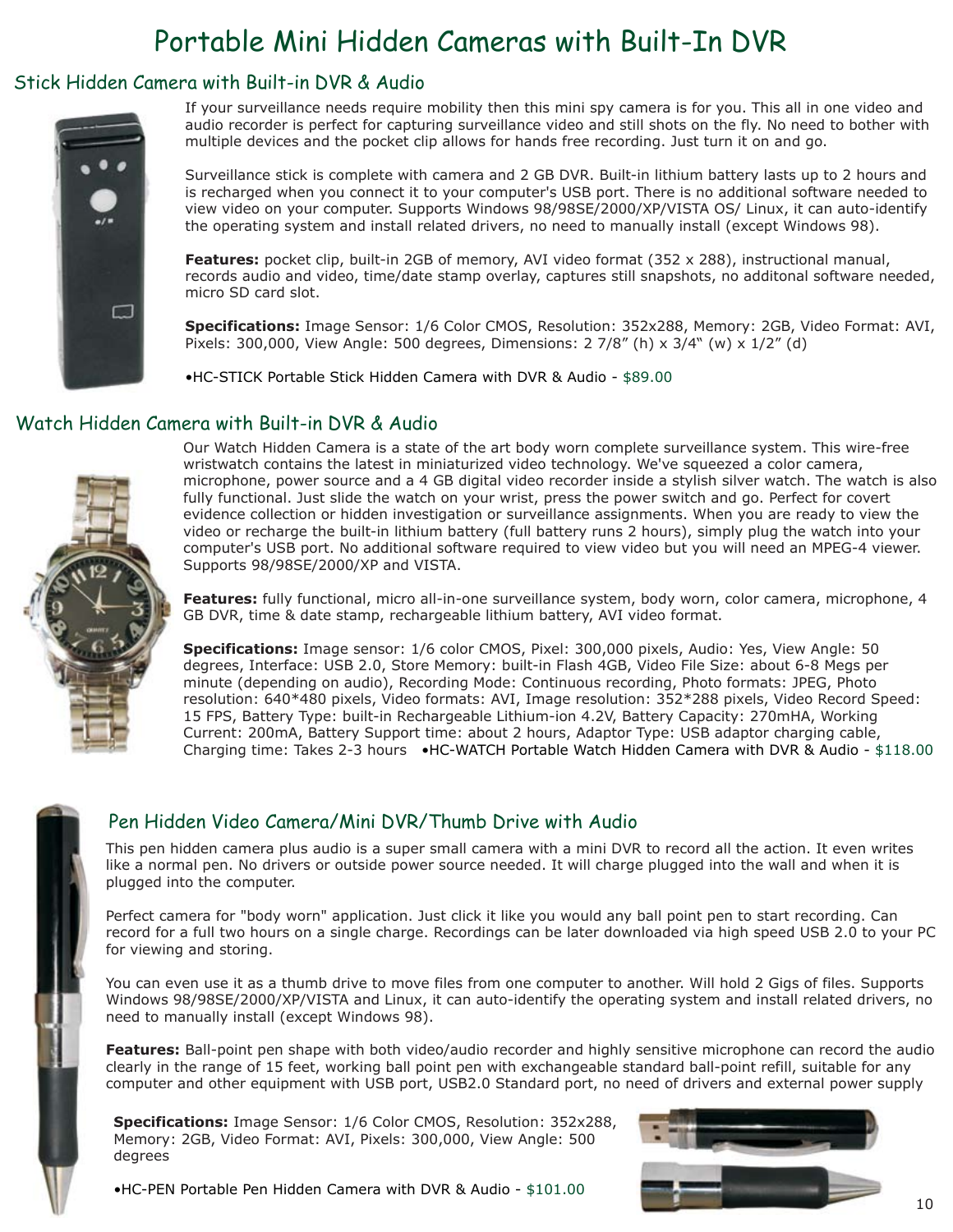# Portable Mini Hidden Cameras with Built-In DVR

## Stick Hidden Camera with Built-in DVR & Audio

If your surveillance needs require mobility then this mini spy camera is for you. This all in one video and audio recorder is perfect for capturing surveillance video and still shots on the fly. No need to bother with multiple devices and the pocket clip allows for hands free recording. Just turn it on and go.

Surveillance stick is complete with camera and 2 GB DVR. Built-in lithium battery lasts up to 2 hours and is recharged when you connect it to your computer's USB port. There is no additional software needed to view video on your computer. Supports Windows 98/98SE/2000/XP/VISTA OS/ Linux, it can auto-identify the operating system and install related drivers, no need to manually install (except Windows 98).

**Features:** pocket clip, built-in 2GB of memory, AVI video format (352 x 288), instructional manual, records audio and video, time/date stamp overlay, captures still snapshots, no additonal software needed, micro SD card slot.

**Specifications:** Image Sensor: 1/6 Color CMOS, Resolution: 352x288, Memory: 2GB, Video Format: AVI, Pixels: 300,000, View Angle: 500 degrees, Dimensions: 2 7/8" (h) x 3/4" (w) x 1/2" (d)

•HC-STICK Portable Stick Hidden Camera with DVR & Audio - $89.00

## Watch Hidden Camera with Built-in DVR & Audio

Our Watch Hidden Camera is a state of the art body worn complete surveillance system. This wire-free wristwatch contains the latest in miniaturized video technology. We've squeezed a color camera, microphone, power source and a 4 GB digital video recorder inside a stylish silver watch. The watch is also fully functional. Just slide the watch on your wrist, press the power switch and go. Perfect for covert evidence collection or hidden investigation or surveillance assignments. When you are ready to view the video or recharge the built-in lithium battery (full battery runs 2 hours), simply plug the watch into your computer's USB port. No additional software required to view video but you will need an MPEG-4 viewer. Supports 98/98SE/2000/XP and VISTA.

**Features:** fully functional, micro all-in-one surveillance system, body worn, color camera, microphone, 4 GB DVR, time & date stamp, rechargeable lithium battery, AVI video format.

**Specifications:** Image sensor: 1/6 color CMOS, Pixel: 300,000 pixels, Audio: Yes, View Angle: 50 degrees, Interface: USB 2.0, Store Memory: built-in Flash 4GB, Video File Size: about 6-8 Megs per minute (depending on audio), Recording Mode: Continuous recording, Photo formats: JPEG, Photo resolution: 640*480 pixels, Video formats: AVI, Image resolution: 352*288 pixels, Video Record Speed: 15 FPS, Battery Type: built-in Rechargeable Lithium-ion 4.2V, Battery Capacity: 270mHA, Working Current: 200mA, Battery Support time: about 2 hours, Adaptor Type: USB adaptor charging cable, Charging time: Takes 2-3 hours

•HC-WATCH Portable Watch Hidden Camera with DVR & Audio - $118.00

## Pen Hidden Video Camera/Mini DVR/Thumb Drive with Audio

This pen hidden camera plus audio is a super small camera with a mini DVR to record all the action. It even writes like a normal pen. No drivers or outside power source needed. It will charge plugged into the wall and when it is plugged into the computer.

Perfect camera for "body worn" application. Just click it like you would any ball point pen to start recording. Can record for a full two hours on a single charge. Recordings can be later downloaded via high speed USB 2.0 to your PC for viewing and storing.

You can even use it as a thumb drive to move files from one computer to another. Will hold 2 Gigs of files. Supports Windows 98/98SE/2000/XP/VISTA and Linux, it can auto-identify the operating system and install related drivers, no need to manually install (except Windows 98).

**Features:** Ball-point pen shape with both video/audio recorder and highly sensitive microphone can record the audio clearly in the range of 15 feet, working ball point pen with exchangeable standard ball-point refill, suitable for any computer and other equipment with USB port, USB2.0 Standard port, no need of drivers and external power supply

**Specifications:** Image Sensor: 1/6 Color CMOS, Resolution: 352x288, Memory: 2GB, Video Format: AVI, Pixels: 300,000, View Angle: 500 degrees

•HC-PEN Portable Pen Hidden Camera with DVR & Audio - $101.00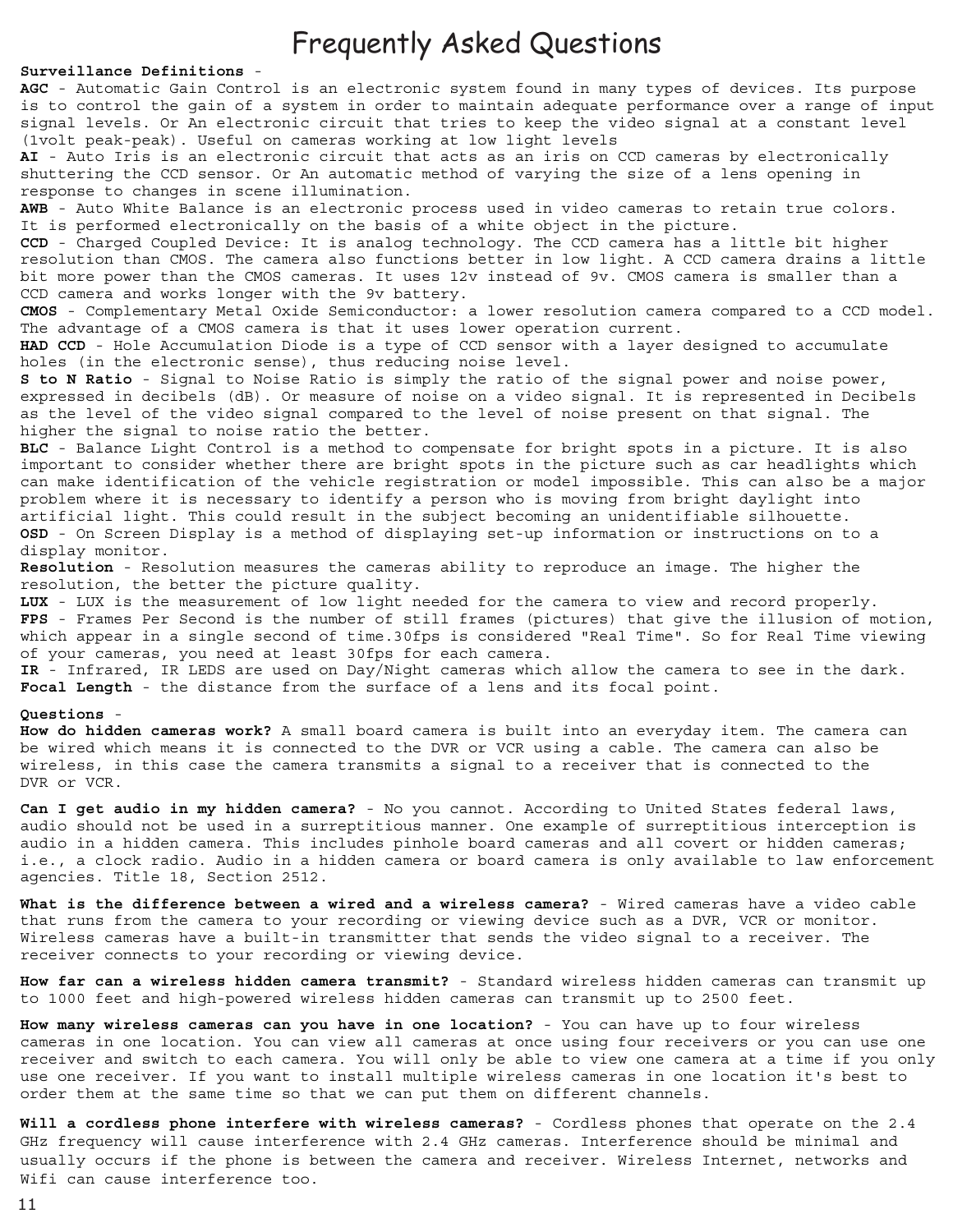# Frequently Asked Questions

**Surveillance Definitions** -

**AGC** - Automatic Gain Control is an electronic system found in many types of devices. Its purpose is to control the gain of a system in order to maintain adequate performance over a range of input signal levels. Or An electronic circuit that tries to keep the video signal at a constant level (1volt peak-peak). Useful on cameras working at low light levels

**AI** - Auto Iris is an electronic circuit that acts as an iris on CCD cameras by electronically shuttering the CCD sensor. Or An automatic method of varying the size of a lens opening in response to changes in scene illumination.

**AWB** - Auto White Balance is an electronic process used in video cameras to retain true colors. It is performed electronically on the basis of a white object in the picture.

**CCD** - Charged Coupled Device: It is analog technology. The CCD camera has a little bit higher resolution than CMOS. The camera also functions better in low light. A CCD camera drains a little bit more power than the CMOS cameras. It uses 12v instead of 9v. CMOS camera is smaller than a CCD camera and works longer with the 9v battery.

**CMOS** - Complementary Metal Oxide Semiconductor: a lower resolution camera compared to a CCD model. The advantage of a CMOS camera is that it uses lower operation current.

**HAD CCD** - Hole Accumulation Diode is a type of CCD sensor with a layer designed to accumulate holes (in the electronic sense), thus reducing noise level.

**S to N Ratio** - Signal to Noise Ratio is simply the ratio of the signal power and noise power, expressed in decibels (dB). Or measure of noise on a video signal. It is represented in Decibels as the level of the video signal compared to the level of noise present on that signal. The higher the signal to noise ratio the better.

**BLC** - Balance Light Control is a method to compensate for bright spots in a picture. It is also important to consider whether there are bright spots in the picture such as car headlights which can make identification of the vehicle registration or model impossible. This can also be a major problem where it is necessary to identify a person who is moving from bright daylight into artificial light. This could result in the subject becoming an unidentifiable silhouette.

**OSD** - On Screen Display is a method of displaying set-up information or instructions on to a display monitor.

**Resolution** - Resolution measures the cameras ability to reproduce an image. The higher the resolution, the better the picture quality.

**LUX** - LUX is the measurement of low light needed for the camera to view and record properly.

**FPS** - Frames Per Second is the number of still frames (pictures) that give the illusion of motion, which appear in a single second of time.30fps is considered "Real Time". So for Real Time viewing of your cameras, you need at least 30fps for each camera.

**IR** - Infrared, IR LEDS are used on Day/Night cameras which allow the camera to see in the dark.

**Focal Length** - the distance from the surface of a lens and its focal point.

**Questions** -

**How do hidden cameras work?** A small board camera is built into an everyday item. The camera can be wired which means it is connected to the DVR or VCR using a cable. The camera can also be wireless, in this case the camera transmits a signal to a receiver that is connected to the DVR or VCR.

**Can I get audio in my hidden camera?** - No you cannot. According to United States federal laws, audio should not be used in a surreptitious manner. One example of surreptitious interception is audio in a hidden camera. This includes pinhole board cameras and all covert or hidden cameras; i.e., a clock radio. Audio in a hidden camera or board camera is only available to law enforcement agencies. Title 18, Section 2512.

**What is the difference between a wired and a wireless camera?** - Wired cameras have a video cable that runs from the camera to your recording or viewing device such as a DVR, VCR or monitor. Wireless cameras have a built-in transmitter that sends the video signal to a receiver. The receiver connects to your recording or viewing device.

**How far can a wireless hidden camera transmit?** - Standard wireless hidden cameras can transmit up to 1000 feet and high-powered wireless hidden cameras can transmit up to 2500 feet.

**How many wireless cameras can you have in one location?** - You can have up to four wireless cameras in one location. You can view all cameras at once using four receivers or you can use one receiver and switch to each camera. You will only be able to view one camera at a time if you only use one receiver. If you want to install multiple wireless cameras in one location it's best to order them at the same time so that we can put them on different channels.

**Will a cordless phone interfere with wireless cameras?** - Cordless phones that operate on the 2.4 GHz frequency will cause interference with 2.4 GHz cameras. Interference should be minimal and usually occurs if the phone is between the camera and receiver. Wireless Internet, networks and Wifi can cause interference too.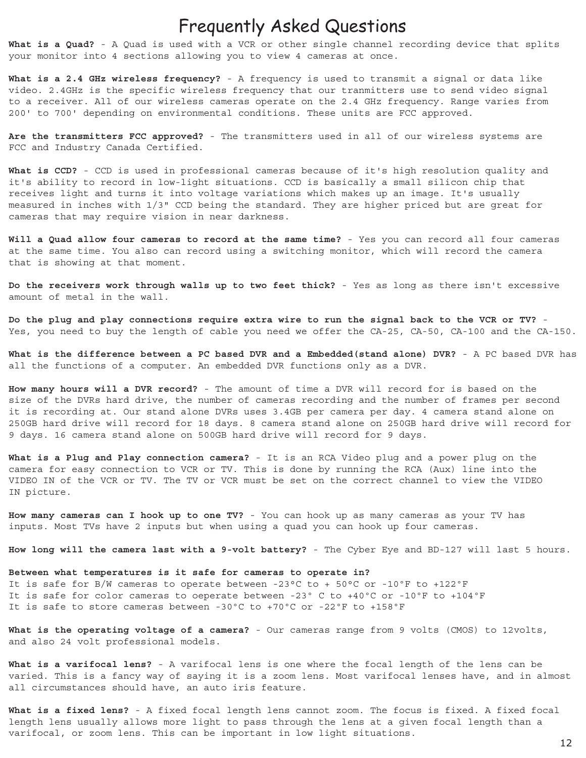# Frequently Asked Questions

**What is a Quad?** - A Quad is used with a VCR or other single channel recording device that splits your monitor into 4 sections allowing you to view 4 cameras at once.

**What is a 2.4 GHz wireless frequency?** - A frequency is used to transmit a signal or data like video. 2.4GHz is the specific wireless frequency that our tranmitters use to send video signal to a receiver. All of our wireless cameras operate on the 2.4 GHz frequency. Range varies from 200' to 700' depending on environmental conditions. These units are FCC approved.

**Are the transmitters FCC approved?** - The transmitters used in all of our wireless systems are FCC and Industry Canada Certified.

**What is CCD?** - CCD is used in professional cameras because of it's high resolution quality and it's ability to record in low-light situations. CCD is basically a small silicon chip that receives light and turns it into voltage variations which makes up an image. It's usually measured in inches with 1/3" CCD being the standard. They are higher priced but are great for cameras that may require vision in near darkness.

**Will a Quad allow four cameras to record at the same time?** - Yes you can record all four cameras at the same time. You also can record using a switching monitor, which will record the camera that is showing at that moment.

**Do the receivers work through walls up to two feet thick?** - Yes as long as there isn't excessive amount of metal in the wall.

**Do the plug and play connections require extra wire to run the signal back to the VCR or TV?** - Yes, you need to buy the length of cable you need we offer the CA-25, CA-50, CA-100 and the CA-150.

**What is the difference between a PC based DVR and a Embedded(stand alone) DVR?** - A PC based DVR has all the functions of a computer. An embedded DVR functions only as a DVR.

**How many hours will a DVR record?** - The amount of time a DVR will record for is based on the size of the DVRs hard drive, the number of cameras recording and the number of frames per second it is recording at. Our stand alone DVRs uses 3.4GB per camera per day. 4 camera stand alone on 250GB hard drive will record for 18 days. 8 camera stand alone on 250GB hard drive will record for 9 days. 16 camera stand alone on 500GB hard drive will record for 9 days.

**What is a Plug and Play connection camera?** - It is an RCA Video plug and a power plug on the camera for easy connection to VCR or TV. This is done by running the RCA (Aux) line into the VIDEO IN of the VCR or TV. The TV or VCR must be set on the correct channel to view the VIDEO IN picture.

**How many cameras can I hook up to one TV?** - You can hook up as many cameras as your TV has inputs. Most TVs have 2 inputs but when using a quad you can hook up four cameras.

**How long will the camera last with a 9-volt battery?** - The Cyber Eye and BD-127 will last 5 hours.

**Between what temperatures is it safe for cameras to operate in?**
It is safe for B/W cameras to operate between -23°C to + 50°C or -10°F to +122°F
It is safe for color cameras to oeperate between -23° C to +40°C or -10°F to +104°F
It is safe to store cameras between -30°C to +70°C or -22°F to +158°F

**What is the operating voltage of a camera?** - Our cameras range from 9 volts (CMOS) to 12volts, and also 24 volt professional models.

**What is a varifocal lens?** - A varifocal lens is one where the focal length of the lens can be varied. This is a fancy way of saying it is a zoom lens. Most varifocal lenses have, and in almost all circumstances should have, an auto iris feature.

**What is a fixed lens?** - A fixed focal length lens cannot zoom. The focus is fixed. A fixed focal length lens usually allows more light to pass through the lens at a given focal length than a varifocal, or zoom lens. This can be important in low light situations.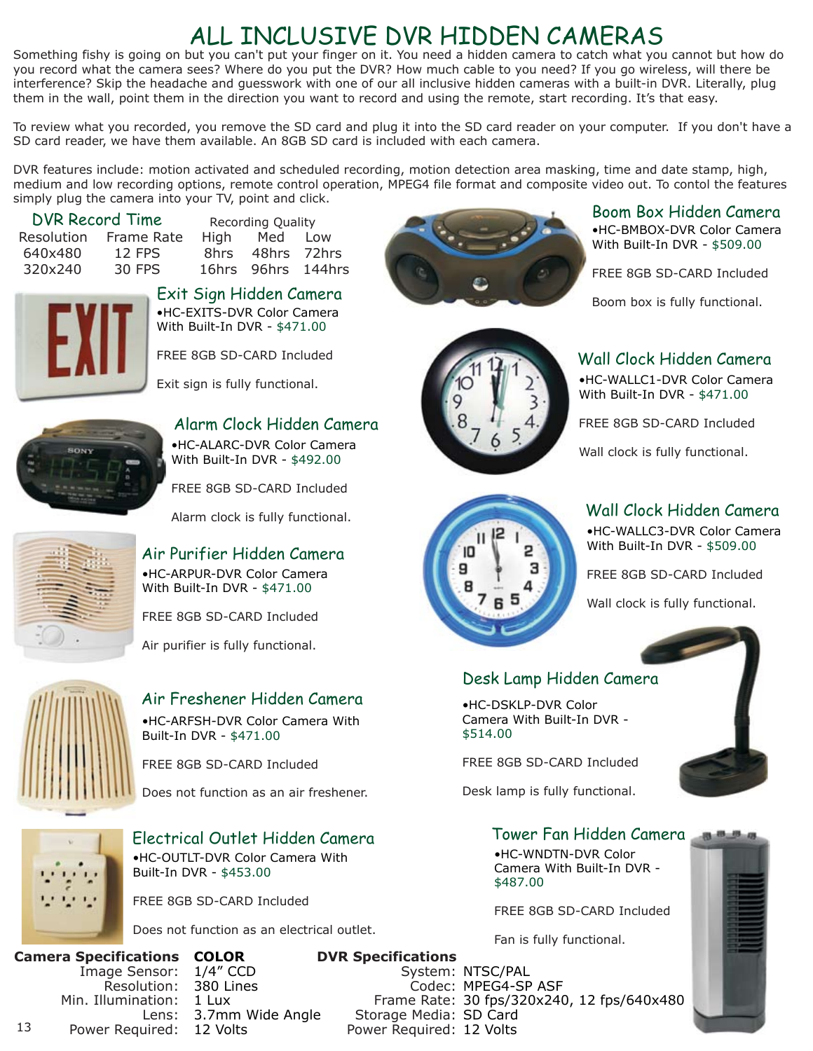# ALL INCLUSIVE DVR HIDDEN CAMERAS

Something fishy is going on but you can't put your finger on it. You need a hidden camera to catch what you cannot but how do you record what the camera sees? Where do you put the DVR? How much cable to you need? If you go wireless, will there be interference? Skip the headache and guesswork with one of our all inclusive hidden cameras with a built-in DVR. Literally, plug them in the wall, point them in the direction you want to record and using the remote, start recording. It's that easy.

To review what you recorded, you remove the SD card and plug it into the SD card reader on your computer. If you don't have a SD card reader, we have them available. An 8GB SD card is included with each camera.

DVR features include: motion activated and scheduled recording, motion detection area masking, time and date stamp, high, medium and low recording options, remote control operation, MPEG4 file format and composite video out. To contol the features simply plug the camera into your TV, point and click.

## DVR Record Time

| | | Recording Quality | | |
|---|---|---|---|---|
| Resolution | Frame Rate | High | Med | Low |
| 640x480 | 12 FPS | 8hrs | 48hrs | 72hrs |
| 320x240 | 30 FPS | 16hrs | 96hrs | 144hrs |

## Exit Sign Hidden Camera

- HC-EXITS-DVR Color Camera With Built-In DVR - $471.00

FREE 8GB SD-CARD Included

Exit sign is fully functional.

## Alarm Clock Hidden Camera

- HC-ALARC-DVR Color Camera With Built-In DVR - $492.00

FREE 8GB SD-CARD Included

Alarm clock is fully functional.

## Air Purifier Hidden Camera

- HC-ARPUR-DVR Color Camera With Built-In DVR - $471.00

FREE 8GB SD-CARD Included

Air purifier is fully functional.

## Air Freshener Hidden Camera

- HC-ARFSH-DVR Color Camera With Built-In DVR - $471.00

FREE 8GB SD-CARD Included

Does not function as an air freshener.

## Electrical Outlet Hidden Camera

- HC-OUTLT-DVR Color Camera With Built-In DVR - $453.00

FREE 8GB SD-CARD Included

Does not function as an electrical outlet.

## Boom Box Hidden Camera

- HC-BMBOX-DVR Color Camera With Built-In DVR - $509.00

FREE 8GB SD-CARD Included

Boom box is fully functional.

## Wall Clock Hidden Camera

- HC-WALLC1-DVR Color Camera With Built-In DVR - $471.00

FREE 8GB SD-CARD Included

Wall clock is fully functional.

## Wall Clock Hidden Camera

- HC-WALLC3-DVR Color Camera With Built-In DVR - $509.00

FREE 8GB SD-CARD Included

Wall clock is fully functional.

## Desk Lamp Hidden Camera

- HC-DSKLP-DVR Color Camera With Built-In DVR - $514.00

FREE 8GB SD-CARD Included

Desk lamp is fully functional.

## Tower Fan Hidden Camera

- HC-WNDTN-DVR Color Camera With Built-In DVR - $487.00

FREE 8GB SD-CARD Included

Fan is fully functional.

**Camera Specifications** | **COLOR**

| | |
|---|---|
| Image Sensor: | 1/4" CCD |
| Resolution: | 380 Lines |
| Min. Illumination: | 1 Lux |
| Lens: | 3.7mm Wide Angle |
| Power Required: | 12 Volts |

**DVR Specifications**

| | |
|---|---|
| System: | NTSC/PAL |
| Codec: | MPEG4-SP ASF |
| Frame Rate: | 30 fps/320x240, 12 fps/640x480 |
| Storage Media: | SD Card |
| Power Required: | 12 Volts |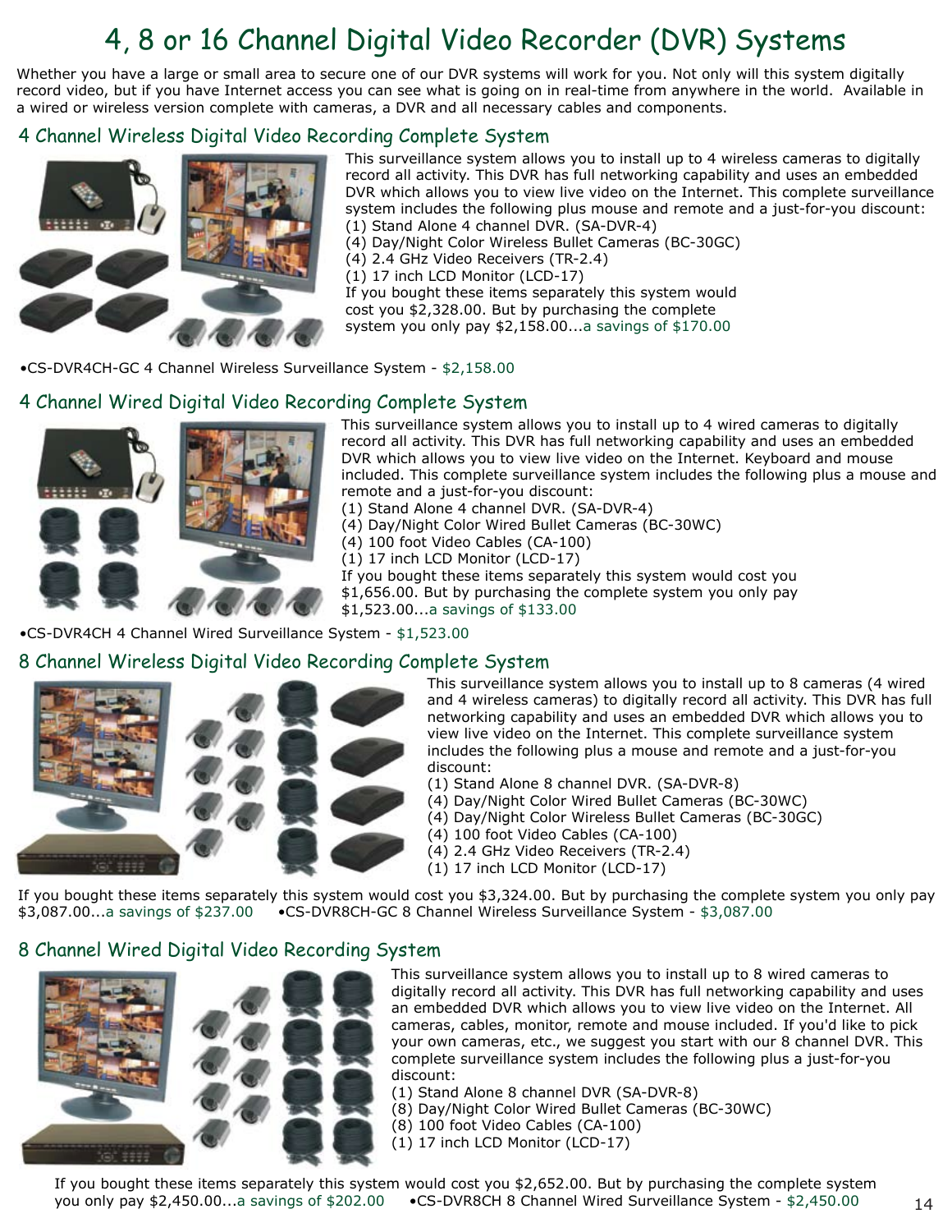# 4, 8 or 16 Channel Digital Video Recorder (DVR) Systems

Whether you have a large or small area to secure one of our DVR systems will work for you. Not only will this system digitally record video, but if you have Internet access you can see what is going on in real-time from anywhere in the world. Available in a wired or wireless version complete with cameras, a DVR and all necessary cables and components.

## 4 Channel Wireless Digital Video Recording Complete System

This surveillance system allows you to install up to 4 wireless cameras to digitally record all activity. This DVR has full networking capability and uses an embedded DVR which allows you to view live video on the Internet. This complete surveillance system includes the following plus mouse and remote and a just-for-you discount:

(1) Stand Alone 4 channel DVR. (SA-DVR-4)
(4) Day/Night Color Wireless Bullet Cameras (BC-30GC)
(4) 2.4 GHz Video Receivers (TR-2.4)
(1) 17 inch LCD Monitor (LCD-17)

If you bought these items separately this system would cost you $2,328.00. But by purchasing the complete system you only pay $2,158.00...a savings of $170.00

•CS-DVR4CH-GC 4 Channel Wireless Surveillance System - $2,158.00

## 4 Channel Wired Digital Video Recording Complete System

This surveillance system allows you to install up to 4 wired cameras to digitally record all activity. This DVR has full networking capability and uses an embedded DVR which allows you to view live video on the Internet. Keyboard and mouse included. This complete surveillance system includes the following plus a mouse and remote and a just-for-you discount:

(1) Stand Alone 4 channel DVR. (SA-DVR-4)
(4) Day/Night Color Wired Bullet Cameras (BC-30WC)
(4) 100 foot Video Cables (CA-100)
(1) 17 inch LCD Monitor (LCD-17)

If you bought these items separately this system would cost you $1,656.00. But by purchasing the complete system you only pay $1,523.00...a savings of $133.00

•CS-DVR4CH 4 Channel Wired Surveillance System - $1,523.00

## 8 Channel Wireless Digital Video Recording Complete System

This surveillance system allows you to install up to 8 cameras (4 wired and 4 wireless cameras) to digitally record all activity. This DVR has full networking capability and uses an embedded DVR which allows you to view live video on the Internet. This complete surveillance system includes the following plus a mouse and remote and a just-for-you discount:

(1) Stand Alone 8 channel DVR. (SA-DVR-8)
(4) Day/Night Color Wired Bullet Cameras (BC-30WC)
(4) Day/Night Color Wireless Bullet Cameras (BC-30GC)
(4) 100 foot Video Cables (CA-100)
(4) 2.4 GHz Video Receivers (TR-2.4)
(1) 17 inch LCD Monitor (LCD-17)

If you bought these items separately this system would cost you $3,324.00. But by purchasing the complete system you only pay $3,087.00...a savings of $237.00 •CS-DVR8CH-GC 8 Channel Wireless Surveillance System - $3,087.00

## 8 Channel Wired Digital Video Recording System

This surveillance system allows you to install up to 8 wired cameras to digitally record all activity. This DVR has full networking capability and uses an embedded DVR which allows you to view live video on the Internet. All cameras, cables, monitor, remote and mouse included. If you'd like to pick your own cameras, etc., we suggest you start with our 8 channel DVR. This complete surveillance system includes the following plus a just-for-you discount:

(1) Stand Alone 8 channel DVR (SA-DVR-8)
(8) Day/Night Color Wired Bullet Cameras (BC-30WC)
(8) 100 foot Video Cables (CA-100)
(1) 17 inch LCD Monitor (LCD-17)

If you bought these items separately this system would cost you $2,652.00. But by purchasing the complete system you only pay $2,450.00...a savings of $202.00 •CS-DVR8CH 8 Channel Wired Surveillance System - $2,450.00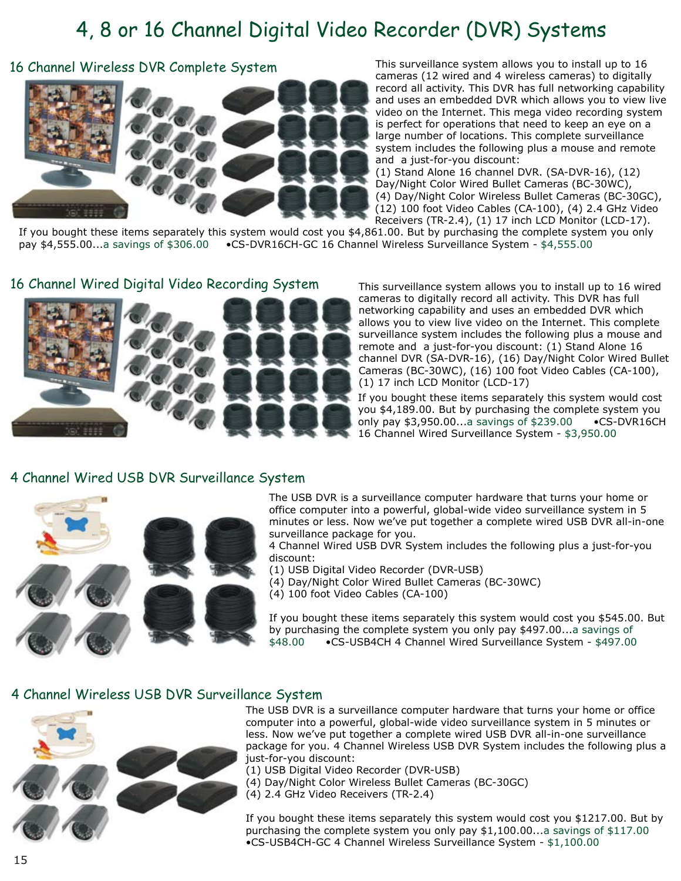# 4, 8 or 16 Channel Digital Video Recorder (DVR) Systems

## 16 Channel Wireless DVR Complete System

This surveillance system allows you to install up to 16 cameras (12 wired and 4 wireless cameras) to digitally record all activity. This DVR has full networking capability and uses an embedded DVR which allows you to view live video on the Internet. This mega video recording system is perfect for operations that need to keep an eye on a large number of locations. This complete surveillance system includes the following plus a mouse and remote and a just-for-you discount:
(1) Stand Alone 16 channel DVR. (SA-DVR-16), (12) Day/Night Color Wired Bullet Cameras (BC-30WC), (4) Day/Night Color Wireless Bullet Cameras (BC-30GC), (12) 100 foot Video Cables (CA-100), (4) 2.4 GHz Video Receivers (TR-2.4), (1) 17 inch LCD Monitor (LCD-17).

If you bought these items separately this system would cost you $4,861.00. But by purchasing the complete system you only pay $4,555.00...a savings of $306.00 •CS-DVR16CH-GC 16 Channel Wireless Surveillance System - $4,555.00

## 16 Channel Wired Digital Video Recording System

This surveillance system allows you to install up to 16 wired cameras to digitally record all activity. This DVR has full networking capability and uses an embedded DVR which allows you to view live video on the Internet. This complete surveillance system includes the following plus a mouse and remote and a just-for-you discount: (1) Stand Alone 16 channel DVR (SA-DVR-16), (16) Day/Night Color Wired Bullet Cameras (BC-30WC), (16) 100 foot Video Cables (CA-100), (1) 17 inch LCD Monitor (LCD-17)

If you bought these items separately this system would cost you $4,189.00. But by purchasing the complete system you only pay $3,950.00...a savings of $239.00 •CS-DVR16CH 16 Channel Wired Surveillance System - $3,950.00

## 4 Channel Wired USB DVR Surveillance System

The USB DVR is a surveillance computer hardware that turns your home or office computer into a powerful, global-wide video surveillance system in 5 minutes or less. Now we've put together a complete wired USB DVR all-in-one surveillance package for you.
4 Channel Wired USB DVR System includes the following plus a just-for-you discount:
(1) USB Digital Video Recorder (DVR-USB)
(4) Day/Night Color Wired Bullet Cameras (BC-30WC)
(4) 100 foot Video Cables (CA-100)

If you bought these items separately this system would cost you $545.00. But by purchasing the complete system you only pay $497.00...a savings of $48.00 •CS-USB4CH 4 Channel Wired Surveillance System - $497.00

## 4 Channel Wireless USB DVR Surveillance System

The USB DVR is a surveillance computer hardware that turns your home or office computer into a powerful, global-wide video surveillance system in 5 minutes or less. Now we've put together a complete wired USB DVR all-in-one surveillance package for you. 4 Channel Wireless USB DVR System includes the following plus a just-for-you discount:
(1) USB Digital Video Recorder (DVR-USB)
(4) Day/Night Color Wireless Bullet Cameras (BC-30GC)
(4) 2.4 GHz Video Receivers (TR-2.4)

If you bought these items separately this system would cost you $1217.00. But by purchasing the complete system you only pay $1,100.00...a savings of $117.00
•CS-USB4CH-GC 4 Channel Wireless Surveillance System - $1,100.00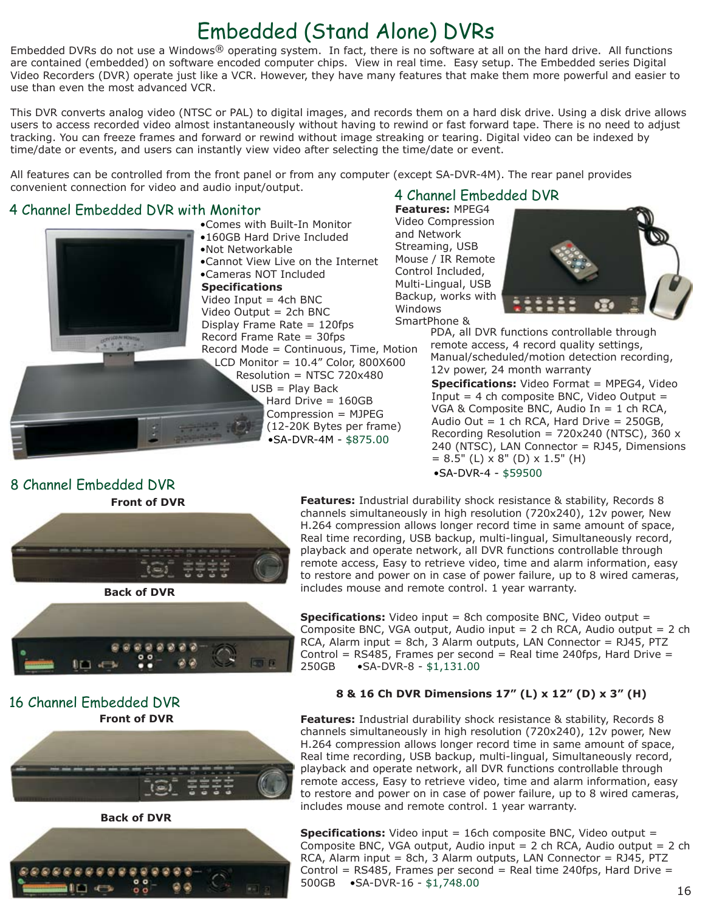# Embedded (Stand Alone) DVRs

Embedded DVRs do not use a Windows® operating system. In fact, there is no software at all on the hard drive. All functions are contained (embedded) on software encoded computer chips. View in real time. Easy setup. The Embedded series Digital Video Recorders (DVR) operate just like a VCR. However, they have many features that make them more powerful and easier to use than even the most advanced VCR.

This DVR converts analog video (NTSC or PAL) to digital images, and records them on a hard disk drive. Using a disk drive allows users to access recorded video almost instantaneously without having to rewind or fast forward tape. There is no need to adjust tracking. You can freeze frames and forward or rewind without image streaking or tearing. Digital video can be indexed by time/date or events, and users can instantly view video after selecting the time/date or event.

All features can be controlled from the front panel or from any computer (except SA-DVR-4M). The rear panel provides convenient connection for video and audio input/output.

## 4 Channel Embedded DVR with Monitor

- Comes with Built-In Monitor
- 160GB Hard Drive Included
- Not Networkable
- Cannot View Live on the Internet
- Cameras NOT Included

**Specifications**

Video Input = 4ch BNC
Video Output = 2ch BNC
Display Frame Rate = 120fps
Record Frame Rate = 30fps
Record Mode = Continuous, Time, Motion
LCD Monitor = 10.4" Color, 800X600
Resolution = NTSC 720x480
USB = Play Back
Hard Drive = 160GB
Compression = MJPEG
(12-20K Bytes per frame)

- SA-DVR-4M - $875.00

## 4 Channel Embedded DVR

**Features:** MPEG4 Video Compression and Network Streaming, USB Mouse / IR Remote Control Included, Multi-Lingual, USB Backup, works with Windows SmartPhone & PDA, all DVR functions controllable through remote access, 4 record quality settings, Manual/scheduled/motion detection recording, 12v power, 24 month warranty

**Specifications:** Video Format = MPEG4, Video Input = 4 ch composite BNC, Video Output = VGA & Composite BNC, Audio In = 1 ch RCA, Audio Out = 1 ch RCA, Hard Drive = 250GB, Recording Resolution = 720x240 (NTSC), 360 x 240 (NTSC), LAN Connector = RJ45, Dimensions = 8.5" (L) x 8" (D) x 1.5" (H)

- SA-DVR-4 - $59500

## 8 Channel Embedded DVR

**Front of DVR**

**Back of DVR**

**Features:** Industrial durability shock resistance & stability, Records 8 channels simultaneously in high resolution (720x240), 12v power, New H.264 compression allows longer record time in same amount of space, Real time recording, USB backup, multi-lingual, Simultaneously record, playback and operate network, all DVR functions controllable through remote access, Easy to retrieve video, time and alarm information, easy to restore and power on in case of power failure, up to 8 wired cameras, includes mouse and remote control. 1 year warranty.

**Specifications:** Video input = 8ch composite BNC, Video output = Composite BNC, VGA output, Audio input = 2 ch RCA, Audio output = 2 ch RCA, Alarm input = 8ch, 3 Alarm outputs, LAN Connector = RJ45, PTZ Control = RS485, Frames per second = Real time 240fps, Hard Drive = 250GB  •SA-DVR-8 - $1,131.00

**8 & 16 Ch DVR Dimensions 17" (L) x 12" (D) x 3" (H)**

## 16 Channel Embedded DVR

**Front of DVR**

**Back of DVR**

**Features:** Industrial durability shock resistance & stability, Records 8 channels simultaneously in high resolution (720x240), 12v power, New H.264 compression allows longer record time in same amount of space, Real time recording, USB backup, multi-lingual, Simultaneously record, playback and operate network, all DVR functions controllable through remote access, Easy to retrieve video, time and alarm information, easy to restore and power on in case of power failure, up to 8 wired cameras, includes mouse and remote control. 1 year warranty.

**Specifications:** Video input = 16ch composite BNC, Video output = Composite BNC, VGA output, Audio input = 2 ch RCA, Audio output = 2 ch RCA, Alarm input = 8ch, 3 Alarm outputs, LAN Connector = RJ45, PTZ Control = RS485, Frames per second = Real time 240fps, Hard Drive = 500GB  •SA-DVR-16 - $1,748.00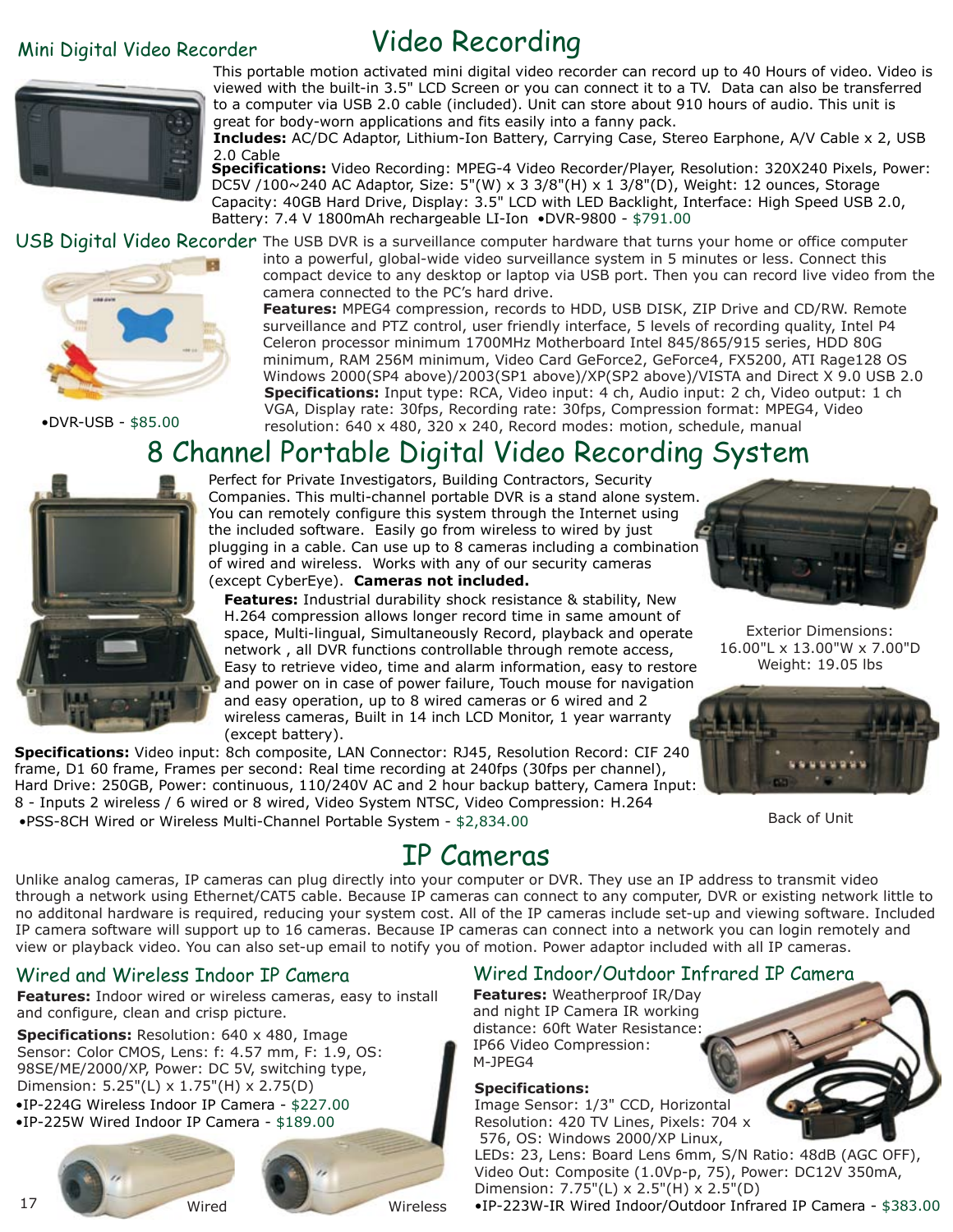# Video Recording

## Mini Digital Video Recorder

This portable motion activated mini digital video recorder can record up to 40 Hours of video. Video is viewed with the built-in 3.5" LCD Screen or you can connect it to a TV. Data can also be transferred to a computer via USB 2.0 cable (included). Unit can store about 910 hours of audio. This unit is great for body-worn applications and fits easily into a fanny pack.

**Includes:** AC/DC Adaptor, Lithium-Ion Battery, Carrying Case, Stereo Earphone, A/V Cable x 2, USB 2.0 Cable

**Specifications:** Video Recording: MPEG-4 Video Recorder/Player, Resolution: 320X240 Pixels, Power: DC5V /100~240 AC Adaptor, Size: 5"(W) x 3 3/8"(H) x 1 3/8"(D), Weight: 12 ounces, Storage Capacity: 40GB Hard Drive, Display: 3.5" LCD with LED Backlight, Interface: High Speed USB 2.0, Battery: 7.4 V 1800mAh rechargeable LI-Ion •DVR-9800 - $791.00

## USB Digital Video Recorder

The USB DVR is a surveillance computer hardware that turns your home or office computer into a powerful, global-wide video surveillance system in 5 minutes or less. Connect this compact device to any desktop or laptop via USB port. Then you can record live video from the camera connected to the PC's hard drive.

**Features:** MPEG4 compression, records to HDD, USB DISK, ZIP Drive and CD/RW. Remote surveillance and PTZ control, user friendly interface, 5 levels of recording quality, Intel P4 Celeron processor minimum 1700MHz Motherboard Intel 845/865/915 series, HDD 80G minimum, RAM 256M minimum, Video Card GeForce2, GeForce4, FX5200, ATI Rage128 OS Windows 2000(SP4 above)/2003(SP1 above)/XP(SP2 above)/VISTA and Direct X 9.0 USB 2.0

**Specifications:** Input type: RCA, Video input: 4 ch, Audio input: 2 ch, Video output: 1 ch VGA, Display rate: 30fps, Recording rate: 30fps, Compression format: MPEG4, Video resolution: 640 x 480, 320 x 240, Record modes: motion, schedule, manual

•DVR-USB - $85.00

# 8 Channel Portable Digital Video Recording System

Perfect for Private Investigators, Building Contractors, Security Companies. This multi-channel portable DVR is a stand alone system. You can remotely configure this system through the Internet using the included software. Easily go from wireless to wired by just plugging in a cable. Can use up to 8 cameras including a combination of wired and wireless. Works with any of our security cameras (except CyberEye). **Cameras not included.**

**Features:** Industrial durability shock resistance & stability, New H.264 compression allows longer record time in same amount of space, Multi-lingual, Simultaneously Record, playback and operate network , all DVR functions controllable through remote access, Easy to retrieve video, time and alarm information, easy to restore and power on in case of power failure, Touch mouse for navigation and easy operation, up to 8 wired cameras or 6 wired and 2 wireless cameras, Built in 14 inch LCD Monitor, 1 year warranty (except battery).

Exterior Dimensions:
16.00"L x 13.00"W x 7.00"D
Weight: 19.05 lbs

Back of Unit

**Specifications:** Video input: 8ch composite, LAN Connector: RJ45, Resolution Record: CIF 240 frame, D1 60 frame, Frames per second: Real time recording at 240fps (30fps per channel), Hard Drive: 250GB, Power: continuous, 110/240V AC and 2 hour backup battery, Camera Input: 8 - Inputs 2 wireless / 6 wired or 8 wired, Video System NTSC, Video Compression: H.264

•PSS-8CH Wired or Wireless Multi-Channel Portable System - $2,834.00

# IP Cameras

Unlike analog cameras, IP cameras can plug directly into your computer or DVR. They use an IP address to transmit video through a network using Ethernet/CAT5 cable. Because IP cameras can connect to any computer, DVR or existing network little to no additonal hardware is required, reducing your system cost. All of the IP cameras include set-up and viewing software. Included IP camera software will support up to 16 cameras. Because IP cameras can connect into a network you can login remotely and view or playback video. You can also set-up email to notify you of motion. Power adaptor included with all IP cameras.

## Wired and Wireless Indoor IP Camera

**Features:** Indoor wired or wireless cameras, easy to install and configure, clean and crisp picture.

**Specifications:** Resolution: 640 x 480, Image Sensor: Color CMOS, Lens: f: 4.57 mm, F: 1.9, OS: 98SE/ME/2000/XP, Power: DC 5V, switching type, Dimension: 5.25"(L) x 1.75"(H) x 2.75(D)

- •IP-224G Wireless Indoor IP Camera - $227.00
- •IP-225W Wired Indoor IP Camera - $189.00

Wired

Wireless

## Wired Indoor/Outdoor Infrared IP Camera

**Features:** Weatherproof IR/Day and night IP Camera IR working distance: 60ft Water Resistance: IP66 Video Compression: M-JPEG4

**Specifications:**
Image Sensor: 1/3" CCD, Horizontal Resolution: 420 TV Lines, Pixels: 704 x 576, OS: Windows 2000/XP Linux, LEDs: 23, Lens: Board Lens 6mm, S/N Ratio: 48dB (AGC OFF), Video Out: Composite (1.0Vp-p, 75), Power: DC12V 350mA, Dimension: 7.75"(L) x 2.5"(H) x 2.5"(D)

•IP-223W-IR Wired Indoor/Outdoor Infrared IP Camera - $383.00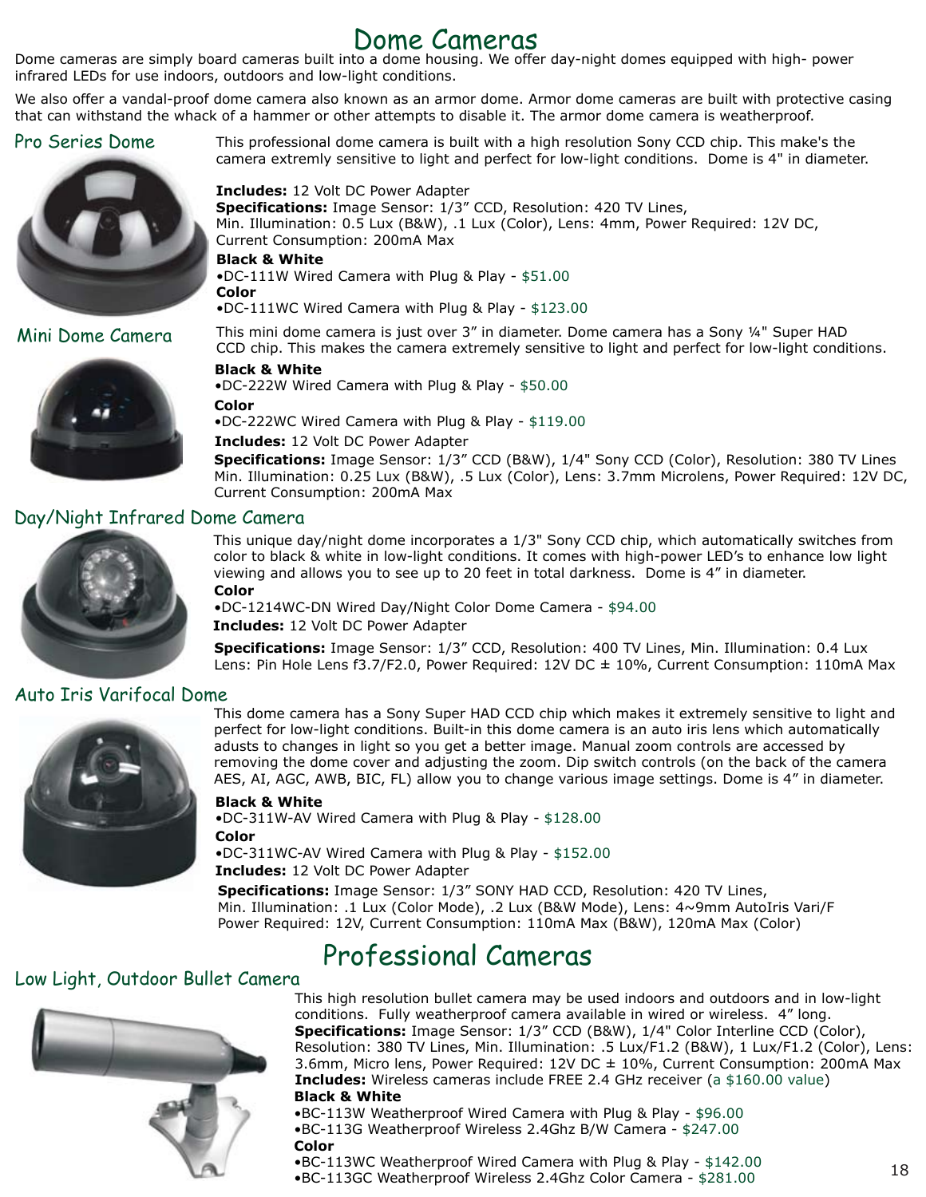# Dome Cameras

Dome cameras are simply board cameras built into a dome housing. We offer day-night domes equipped with high- power infrared LEDs for use indoors, outdoors and low-light conditions.

We also offer a vandal-proof dome camera also known as an armor dome. Armor dome cameras are built with protective casing that can withstand the whack of a hammer or other attempts to disable it. The armor dome camera is weatherproof.

## Pro Series Dome

This professional dome camera is built with a high resolution Sony CCD chip. This make's the camera extremly sensitive to light and perfect for low-light conditions. Dome is 4" in diameter.

**Includes:** 12 Volt DC Power Adapter
**Specifications:** Image Sensor: 1/3" CCD, Resolution: 420 TV Lines, Min. Illumination: 0.5 Lux (B&W), .1 Lux (Color), Lens: 4mm, Power Required: 12V DC, Current Consumption: 200mA Max

**Black & White**
- DC-111W Wired Camera with Plug & Play - $51.00

**Color**
- DC-111WC Wired Camera with Plug & Play - $123.00

## Mini Dome Camera

This mini dome camera is just over 3" in diameter. Dome camera has a Sony ¼" Super HAD CCD chip. This makes the camera extremely sensitive to light and perfect for low-light conditions.

**Black & White**
- DC-222W Wired Camera with Plug & Play - $50.00

**Color**
- DC-222WC Wired Camera with Plug & Play - $119.00

**Includes:** 12 Volt DC Power Adapter
**Specifications:** Image Sensor: 1/3" CCD (B&W), 1/4" Sony CCD (Color), Resolution: 380 TV Lines Min. Illumination: 0.25 Lux (B&W), .5 Lux (Color), Lens: 3.7mm Microlens, Power Required: 12V DC, Current Consumption: 200mA Max

## Day/Night Infrared Dome Camera

This unique day/night dome incorporates a 1/3" Sony CCD chip, which automatically switches from color to black & white in low-light conditions. It comes with high-power LED's to enhance low light viewing and allows you to see up to 20 feet in total darkness. Dome is 4" in diameter.

**Color**
- DC-1214WC-DN Wired Day/Night Color Dome Camera - $94.00

**Includes:** 12 Volt DC Power Adapter
**Specifications:** Image Sensor: 1/3" CCD, Resolution: 400 TV Lines, Min. Illumination: 0.4 Lux Lens: Pin Hole Lens f3.7/F2.0, Power Required: 12V DC ± 10%, Current Consumption: 110mA Max

## Auto Iris Varifocal Dome

This dome camera has a Sony Super HAD CCD chip which makes it extremely sensitive to light and perfect for low-light conditions. Built-in this dome camera is an auto iris lens which automatically adusts to changes in light so you get a better image. Manual zoom controls are accessed by removing the dome cover and adjusting the zoom. Dip switch controls (on the back of the camera AES, AI, AGC, AWB, BIC, FL) allow you to change various image settings. Dome is 4" in diameter.

**Black & White**
- DC-311W-AV Wired Camera with Plug & Play - $128.00

**Color**
- DC-311WC-AV Wired Camera with Plug & Play - $152.00

**Includes:** 12 Volt DC Power Adapter
**Specifications:** Image Sensor: 1/3" SONY HAD CCD, Resolution: 420 TV Lines, Min. Illumination: .1 Lux (Color Mode), .2 Lux (B&W Mode), Lens: 4~9mm AutoIris Vari/F Power Required: 12V, Current Consumption: 110mA Max (B&W), 120mA Max (Color)

# Professional Cameras

## Low Light, Outdoor Bullet Camera

This high resolution bullet camera may be used indoors and outdoors and in low-light conditions. Fully weatherproof camera available in wired or wireless. 4" long.
**Specifications:** Image Sensor: 1/3" CCD (B&W), 1/4" Color Interline CCD (Color), Resolution: 380 TV Lines, Min. Illumination: .5 Lux/F1.2 (B&W), 1 Lux/F1.2 (Color), Lens: 3.6mm, Micro lens, Power Required: 12V DC ± 10%, Current Consumption: 200mA Max
**Includes:** Wireless cameras include FREE 2.4 GHz receiver (a $160.00 value)

**Black & White**
- BC-113W Weatherproof Wired Camera with Plug & Play - $96.00
- BC-113G Weatherproof Wireless 2.4Ghz B/W Camera - $247.00

**Color**
- BC-113WC Weatherproof Wired Camera with Plug & Play - $142.00
- BC-113GC Weatherproof Wireless 2.4Ghz Color Camera - $281.00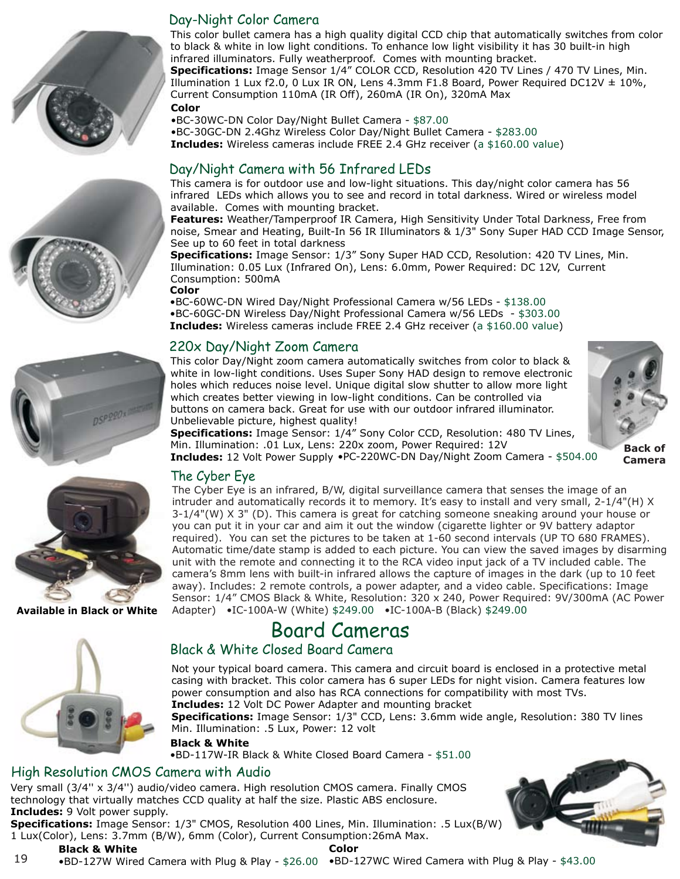## Day-Night Color Camera

This color bullet camera has a high quality digital CCD chip that automatically switches from color to black & white in low light conditions. To enhance low light visibility it has 30 built-in high infrared illuminators. Fully weatherproof. Comes with mounting bracket.

**Specifications:** Image Sensor 1/4" COLOR CCD, Resolution 420 TV Lines / 470 TV Lines, Min. Illumination 1 Lux f2.0, 0 Lux IR ON, Lens 4.3mm F1.8 Board, Power Required DC12V ± 10%, Current Consumption 110mA (IR Off), 260mA (IR On), 320mA Max

**Color**

- BC-30WC-DN Color Day/Night Bullet Camera - $87.00
- BC-30GC-DN 2.4Ghz Wireless Color Day/Night Bullet Camera - $283.00

**Includes:** Wireless cameras include FREE 2.4 GHz receiver (a $160.00 value)

## Day/Night Camera with 56 Infrared LEDs

This camera is for outdoor use and low-light situations. This day/night color camera has 56 infrared LEDs which allows you to see and record in total darkness. Wired or wireless model available. Comes with mounting bracket.

**Features:** Weather/Tamperproof IR Camera, High Sensitivity Under Total Darkness, Free from noise, Smear and Heating, Built-In 56 IR Illuminators & 1/3" Sony Super HAD CCD Image Sensor, See up to 60 feet in total darkness

**Specifications:** Image Sensor: 1/3" Sony Super HAD CCD, Resolution: 420 TV Lines, Min. Illumination: 0.05 Lux (Infrared On), Lens: 6.0mm, Power Required: DC 12V, Current Consumption: 500mA

**Color**

- BC-60WC-DN Wired Day/Night Professional Camera w/56 LEDs - $138.00
- BC-60GC-DN Wireless Day/Night Professional Camera w/56 LEDs - $303.00

**Includes:** Wireless cameras include FREE 2.4 GHz receiver (a $160.00 value)

## 220x Day/Night Zoom Camera

This color Day/Night zoom camera automatically switches from color to black & white in low-light conditions. Uses Super Sony HAD design to remove electronic holes which reduces noise level. Unique digital slow shutter to allow more light which creates better viewing in low-light conditions. Can be controlled via buttons on camera back. Great for use with our outdoor infrared illuminator. Unbelievable picture, highest quality!

**Specifications:** Image Sensor: 1/4" Sony Color CCD, Resolution: 480 TV Lines, Min. Illumination: .01 Lux, Lens: 220x zoom, Power Required: 12V

**Includes:** 12 Volt Power Supply •PC-220WC-DN Day/Night Zoom Camera - $504.00

**Back of Camera**

## The Cyber Eye

The Cyber Eye is an infrared, B/W, digital surveillance camera that senses the image of an intruder and automatically records it to memory. It's easy to install and very small, 2-1/4"(H) X 3-1/4"(W) X 3" (D). This camera is great for catching someone sneaking around your house or you can put it in your car and aim it out the window (cigarette lighter or 9V battery adaptor required). You can set the pictures to be taken at 1-60 second intervals (UP TO 680 FRAMES). Automatic time/date stamp is added to each picture. You can view the saved images by disarming unit with the remote and connecting it to the RCA video input jack of a TV included cable. The camera's 8mm lens with built-in infrared allows the capture of images in the dark (up to 10 feet away). Includes: 2 remote controls, a power adapter, and a video cable. Specifications: Image Sensor: 1/4" CMOS Black & White, Resolution: 320 x 240, Power Required: 9V/300mA (AC Power Adapter) •IC-100A-W (White) $249.00 •IC-100A-B (Black) $249.00

**Available in Black or White**

# Board Cameras

## Black & White Closed Board Camera

Not your typical board camera. This camera and circuit board is enclosed in a protective metal casing with bracket. This color camera has 6 super LEDs for night vision. Camera features low power consumption and also has RCA connections for compatibility with most TVs.

**Includes:** 12 Volt DC Power Adapter and mounting bracket

**Specifications:** Image Sensor: 1/3" CCD, Lens: 3.6mm wide angle, Resolution: 380 TV lines Min. Illumination: .5 Lux, Power: 12 volt

**Black & White**

- BD-117W-IR Black & White Closed Board Camera - $51.00

## High Resolution CMOS Camera with Audio

Very small (3/4'' x 3/4'') audio/video camera. High resolution CMOS camera. Finally CMOS technology that virtually matches CCD quality at half the size. Plastic ABS enclosure.

**Includes:** 9 Volt power supply.

**Specifications:** Image Sensor: 1/3" CMOS, Resolution 400 Lines, Min. Illumination: .5 Lux(B/W) 1 Lux(Color), Lens: 3.7mm (B/W), 6mm (Color), Current Consumption:26mA Max.

**Black & White**

- BD-127W Wired Camera with Plug & Play - $26.00

**Color**

- BD-127WC Wired Camera with Plug & Play - $43.00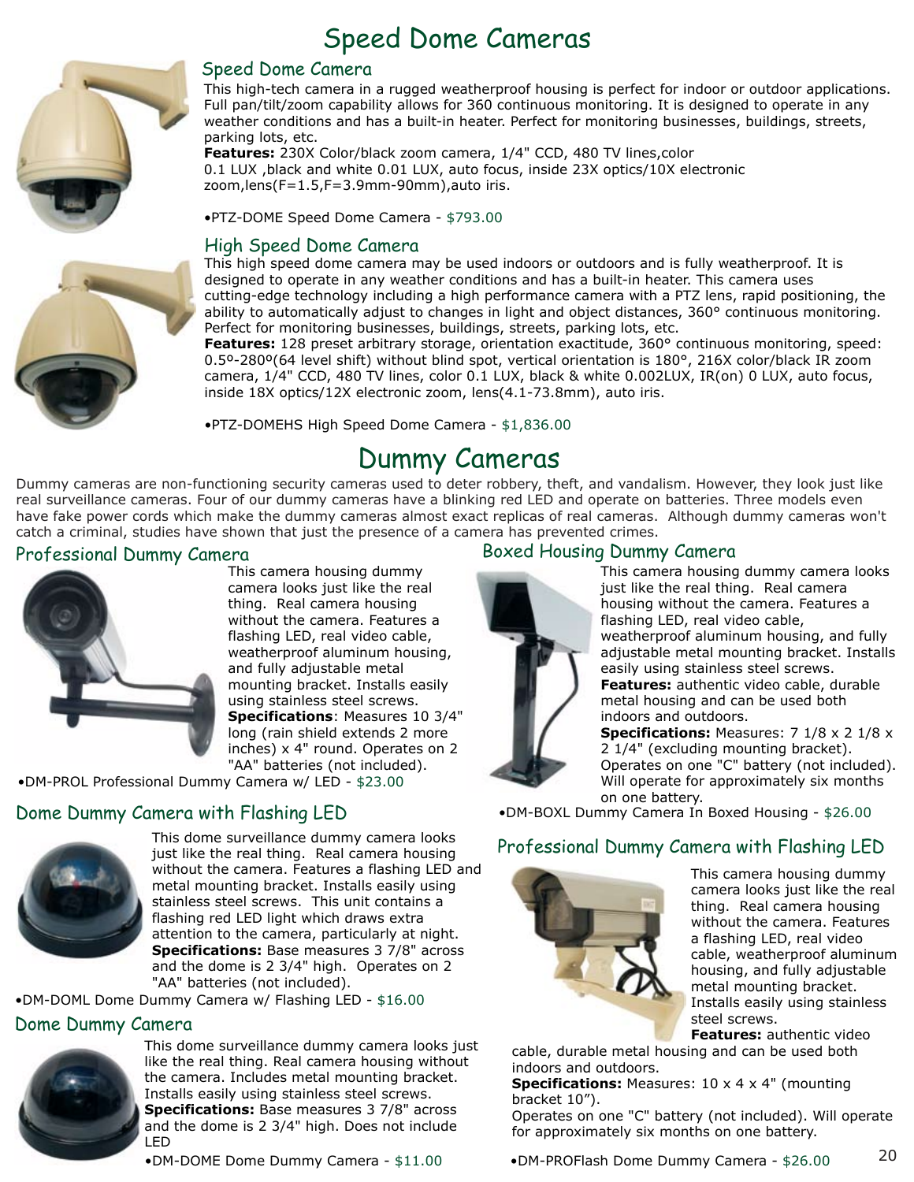# Speed Dome Cameras

## Speed Dome Camera

This high-tech camera in a rugged weatherproof housing is perfect for indoor or outdoor applications. Full pan/tilt/zoom capability allows for 360 continuous monitoring. It is designed to operate in any weather conditions and has a built-in heater. Perfect for monitoring businesses, buildings, streets, parking lots, etc.

**Features:** 230X Color/black zoom camera, 1/4" CCD, 480 TV lines,color 0.1 LUX ,black and white 0.01 LUX, auto focus, inside 23X optics/10X electronic zoom,lens(F=1.5,F=3.9mm-90mm),auto iris.

- PTZ-DOME Speed Dome Camera - $793.00

## High Speed Dome Camera

This high speed dome camera may be used indoors or outdoors and is fully weatherproof. It is designed to operate in any weather conditions and has a built-in heater. This camera uses cutting-edge technology including a high performance camera with a PTZ lens, rapid positioning, the ability to automatically adjust to changes in light and object distances, 360° continuous monitoring. Perfect for monitoring businesses, buildings, streets, parking lots, etc.

**Features:** 128 preset arbitrary storage, orientation exactitude, 360° continuous monitoring, speed: 0.5º-280º(64 level shift) without blind spot, vertical orientation is 180°, 216X color/black IR zoom camera, 1/4" CCD, 480 TV lines, color 0.1 LUX, black & white 0.002LUX, IR(on) 0 LUX, auto focus, inside 18X optics/12X electronic zoom, lens(4.1-73.8mm), auto iris.

- PTZ-DOMEHS High Speed Dome Camera - $1,836.00

# Dummy Cameras

Dummy cameras are non-functioning security cameras used to deter robbery, theft, and vandalism. However, they look just like real surveillance cameras. Four of our dummy cameras have a blinking red LED and operate on batteries. Three models even have fake power cords which make the dummy cameras almost exact replicas of real cameras. Although dummy cameras won't catch a criminal, studies have shown that just the presence of a camera has prevented crimes.

## Professional Dummy Camera

This camera housing dummy camera looks just like the real thing. Real camera housing without the camera. Features a flashing LED, real video cable, weatherproof aluminum housing, and fully adjustable metal mounting bracket. Installs easily using stainless steel screws.

**Specifications**: Measures 10 3/4" long (rain shield extends 2 more inches) x 4" round. Operates on 2 "AA" batteries (not included).

- DM-PROL Professional Dummy Camera w/ LED - $23.00

## Dome Dummy Camera with Flashing LED

This dome surveillance dummy camera looks just like the real thing. Real camera housing without the camera. Features a flashing LED and metal mounting bracket. Installs easily using stainless steel screws. This unit contains a flashing red LED light which draws extra attention to the camera, particularly at night.

**Specifications:** Base measures 3 7/8" across and the dome is 2 3/4" high. Operates on 2 "AA" batteries (not included).

- DM-DOML Dome Dummy Camera w/ Flashing LED - $16.00

## Dome Dummy Camera

This dome surveillance dummy camera looks just like the real thing. Real camera housing without the camera. Includes metal mounting bracket. Installs easily using stainless steel screws.

**Specifications:** Base measures 3 7/8" across and the dome is 2 3/4" high. Does not include LED

- DM-DOME Dome Dummy Camera - $11.00

## Boxed Housing Dummy Camera

This camera housing dummy camera looks just like the real thing. Real camera housing without the camera. Features a flashing LED, real video cable, weatherproof aluminum housing, and fully adjustable metal mounting bracket. Installs easily using stainless steel screws.

**Features:** authentic video cable, durable metal housing and can be used both indoors and outdoors.

**Specifications:** Measures: 7 1/8 x 2 1/8 x 2 1/4" (excluding mounting bracket). Operates on one "C" battery (not included). Will operate for approximately six months on one battery.

- DM-BOXL Dummy Camera In Boxed Housing - $26.00

## Professional Dummy Camera with Flashing LED

This camera housing dummy camera looks just like the real thing. Real camera housing without the camera. Features a flashing LED, real video cable, weatherproof aluminum housing, and fully adjustable metal mounting bracket. Installs easily using stainless steel screws.

**Features:** authentic video cable, durable metal housing and can be used both indoors and outdoors.

**Specifications:** Measures: 10 x 4 x 4" (mounting bracket 10").

Operates on one "C" battery (not included). Will operate for approximately six months on one battery.

- DM-PROFlash Dome Dummy Camera - $26.00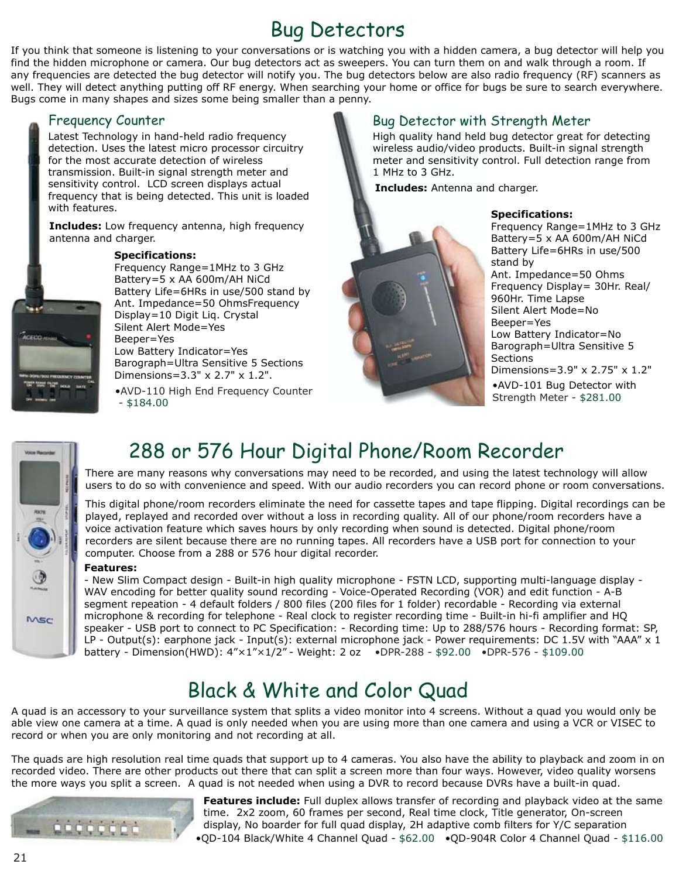# Bug Detectors

If you think that someone is listening to your conversations or is watching you with a hidden camera, a bug detector will help you find the hidden microphone or camera. Our bug detectors act as sweepers. You can turn them on and walk through a room. If any frequencies are detected the bug detector will notify you. The bug detectors below are also radio frequency (RF) scanners as well. They will detect anything putting off RF energy. When searching your home or office for bugs be sure to search everywhere. Bugs come in many shapes and sizes some being smaller than a penny.

## Frequency Counter

Latest Technology in hand-held radio frequency detection. Uses the latest micro processor circuitry for the most accurate detection of wireless transmission. Built-in signal strength meter and sensitivity control. LCD screen displays actual frequency that is being detected. This unit is loaded with features.

**Includes:** Low frequency antenna, high frequency antenna and charger.

**Specifications:**
Frequency Range=1MHz to 3 GHz
Battery=5 x AA 600m/AH NiCd
Battery Life=6HRs in use/500 stand by
Ant. Impedance=50 OhmsFrequency Display=10 Digit Liq. Crystal
Silent Alert Mode=Yes
Beeper=Yes
Low Battery Indicator=Yes
Barograph=Ultra Sensitive 5 Sections
Dimensions=3.3" x 2.7" x 1.2".

•AVD-110 High End Frequency Counter - $184.00

## Bug Detector with Strength Meter

High quality hand held bug detector great for detecting wireless audio/video products. Built-in signal strength meter and sensitivity control. Full detection range from 1 MHz to 3 GHz.

**Includes:** Antenna and charger.

**Specifications:**
Frequency Range=1MHz to 3 GHz
Battery=5 x AA 600m/AH NiCd
Battery Life=6HRs in use/500 stand by
Ant. Impedance=50 Ohms
Frequency Display= 30Hr. Real/960Hr. Time Lapse
Silent Alert Mode=No
Beeper=Yes
Low Battery Indicator=No
Barograph=Ultra Sensitive 5 Sections
Dimensions=3.9" x 2.75" x 1.2"

•AVD-101 Bug Detector with Strength Meter - $281.00

# 288 or 576 Hour Digital Phone/Room Recorder

There are many reasons why conversations may need to be recorded, and using the latest technology will allow users to do so with convenience and speed. With our audio recorders you can record phone or room conversations.

This digital phone/room recorders eliminate the need for cassette tapes and tape flipping. Digital recordings can be played, replayed and recorded over without a loss in recording quality. All of our phone/room recorders have a voice activation feature which saves hours by only recording when sound is detected. Digital phone/room recorders are silent because there are no running tapes. All recorders have a USB port for connection to your computer. Choose from a 288 or 576 hour digital recorder.

**Features:**
- New Slim Compact design - Built-in high quality microphone - FSTN LCD, supporting multi-language display - WAV encoding for better quality sound recording - Voice-Operated Recording (VOR) and edit function - A-B segment repeation - 4 default folders / 800 files (200 files for 1 folder) recordable - Recording via external microphone & recording for telephone - Real clock to register recording time - Built-in hi-fi amplifier and HQ speaker - USB port to connect to PC Specification: - Recording time: Up to 288/576 hours - Recording format: SP, LP - Output(s): earphone jack - Input(s): external microphone jack - Power requirements: DC 1.5V with "AAA" x 1 battery - Dimension(HWD): 4"×1"×1/2" - Weight: 2 oz •DPR-288 - $92.00 •DPR-576 - $109.00

# Black & White and Color Quad

A quad is an accessory to your surveillance system that splits a video monitor into 4 screens. Without a quad you would only be able view one camera at a time. A quad is only needed when you are using more than one camera and using a VCR or VISEC to record or when you are only monitoring and not recording at all.

The quads are high resolution real time quads that support up to 4 cameras. You also have the ability to playback and zoom in on recorded video. There are other products out there that can split a screen more than four ways. However, video quality worsens the more ways you split a screen. A quad is not needed when using a DVR to record because DVRs have a built-in quad.

**Features include:** Full duplex allows transfer of recording and playback video at the same time. 2x2 zoom, 60 frames per second, Real time clock, Title generator, On-screen display, No boarder for full quad display, 2H adaptive comb filters for Y/C separation

•QD-104 Black/White 4 Channel Quad - $62.00 •QD-904R Color 4 Channel Quad - $116.00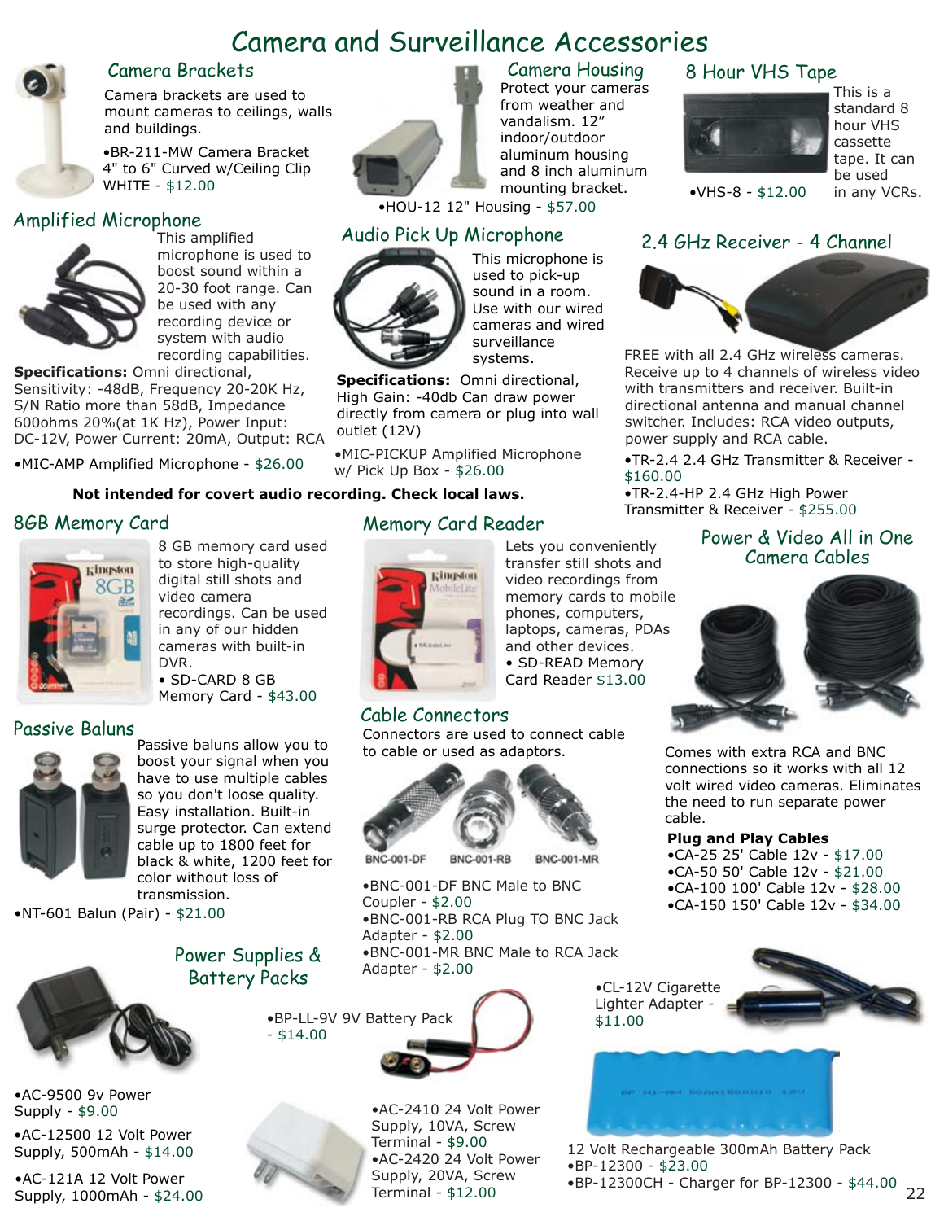# Camera and Surveillance Accessories

## Camera Brackets

Camera brackets are used to mount cameras to ceilings, walls and buildings.

- BR-211-MW Camera Bracket 4" to 6" Curved w/Ceiling Clip WHITE - $12.00

## Camera Housing

Protect your cameras from weather and vandalism. 12" indoor/outdoor aluminum housing and 8 inch aluminum mounting bracket.

- HOU-12 12" Housing - $57.00

## 8 Hour VHS Tape

This is a standard 8 hour VHS cassette tape. It can be used in any VCRs.

- VHS-8 - $12.00

## Amplified Microphone

This amplified microphone is used to boost sound within a 20-30 foot range. Can be used with any recording device or system with audio recording capabilities.

**Specifications:** Omni directional, Sensitivity: -48dB, Frequency 20-20K Hz, S/N Ratio more than 58dB, Impedance 600ohms 20%(at 1K Hz), Power Input: DC-12V, Power Current: 20mA, Output: RCA

- MIC-AMP Amplified Microphone - $26.00

## Audio Pick Up Microphone

This microphone is used to pick-up sound in a room. Use with our wired cameras and wired surveillance systems.

**Specifications:** Omni directional, High Gain: -40db Can draw power directly from camera or plug into wall outlet (12V)

- MIC-PICKUP Amplified Microphone w/ Pick Up Box - $26.00

**Not intended for covert audio recording. Check local laws.**

## 2.4 GHz Receiver - 4 Channel

FREE with all 2.4 GHz wireless cameras. Receive up to 4 channels of wireless video with transmitters and receiver. Built-in directional antenna and manual channel switcher. Includes: RCA video outputs, power supply and RCA cable.

- TR-2.4 2.4 GHz Transmitter & Receiver - $160.00
- TR-2.4-HP 2.4 GHz High Power Transmitter & Receiver - $255.00

## 8GB Memory Card

8 GB memory card used to store high-quality digital still shots and video camera recordings. Can be used in any of our hidden cameras with built-in DVR.

- SD-CARD 8 GB Memory Card - $43.00

## Memory Card Reader

Lets you conveniently transfer still shots and video recordings from memory cards to mobile phones, computers, laptops, cameras, PDAs and other devices.

- SD-READ Memory Card Reader $13.00

## Power & Video All in One Camera Cables

Comes with extra RCA and BNC connections so it works with all 12 volt wired video cameras. Eliminates the need to run separate power cable.

**Plug and Play Cables**

- CA-25 25' Cable 12v - $17.00
- CA-50 50' Cable 12v - $21.00
- CA-100 100' Cable 12v - $28.00
- CA-150 150' Cable 12v - $34.00

## Passive Baluns

Passive baluns allow you to boost your signal when you have to use multiple cables so you don't loose quality. Easy installation. Built-in surge protector. Can extend cable up to 1800 feet for black & white, 1200 feet for color without loss of transmission.

- NT-601 Balun (Pair) - $21.00

## Cable Connectors

Connectors are used to connect cable to cable or used as adaptors.

BNC-001-DF BNC-001-RB BNC-001-MR

- BNC-001-DF BNC Male to BNC Coupler - $2.00
- BNC-001-RB RCA Plug TO BNC Jack Adapter - $2.00
- BNC-001-MR BNC Male to RCA Jack Adapter - $2.00

## Power Supplies & Battery Packs

- AC-9500 9v Power Supply - $9.00
- AC-12500 12 Volt Power Supply, 500mAh - $14.00
- AC-121A 12 Volt Power Supply, 1000mAh - $24.00
- BP-LL-9V 9V Battery Pack - $14.00
- AC-2410 24 Volt Power Supply, 10VA, Screw Terminal - $9.00
- AC-2420 24 Volt Power Supply, 20VA, Screw Terminal - $12.00
- CL-12V Cigarette Lighter Adapter - $11.00

12 Volt Rechargeable 300mAh Battery Pack

- BP-12300 - $23.00
- BP-12300CH - Charger for BP-12300 - $44.00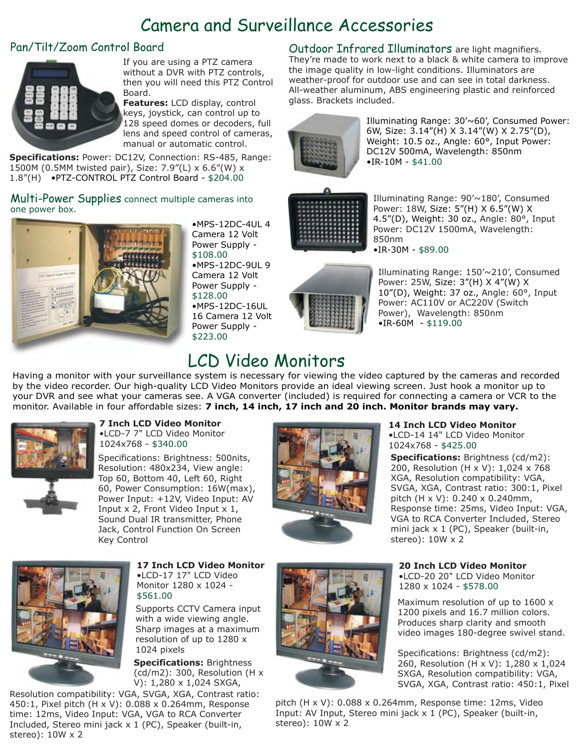# Camera and Surveillance Accessories

## Pan/Tilt/Zoom Control Board

If you are using a PTZ camera without a DVR with PTZ controls, then you will need this PTZ Control Board.

**Features:** LCD display, control keys, joystick, can control up to 128 speed domes or decoders, full lens and speed control of cameras, manual or automatic control.

**Specifications:** Power: DC12V, Connection: RS-485, Range: 1500M (0.5MM twisted pair), Size: 7.9"(L) x 6.6"(W) x 1.8"(H)  •PTZ-CONTROL PTZ Control Board - $204.00

## Multi-Power Supplies connect multiple cameras into one power box.

- •MPS-12DC-4UL 4 Camera 12 Volt Power Supply - $108.00
- •MPS-12DC-9UL 9 Camera 12 Volt Power Supply - $128.00
- •MPS-12DC-16UL 16 Camera 12 Volt Power Supply - $223.00

## Outdoor Infrared Illuminators are light magnifiers.

They're made to work next to a black & white camera to improve the image quality in low-light conditions. Illuminators are weather-proof for outdoor use and can see in total darkness. All-weather aluminum, ABS engineering plastic and reinforced glass. Brackets included.

Illuminating Range: 30'~60', Consumed Power: 6W, Size: 3.14"(H) X 3.14"(W) X 2.75"(D), Weight: 10.5 oz., Angle: 60°, Input Power: DC12V 500mA, Wavelength: 850nm
•IR-10M - $41.00

Illuminating Range: 90'~180', Consumed Power: 18W, Size: 5"(H) X 6.5"(W) X 4.5"(D), Weight: 30 oz., Angle: 80°, Input Power: DC12V 1500mA, Wavelength: 850nm
•IR-30M - $89.00

Illuminating Range: 150'~210', Consumed Power: 25W, Size: 3"(H) X 4"(W) X 10"(D), Weight: 37 oz., Angle: 60°, Input Power: AC110V or AC220V (Switch Power), Wavelength: 850nm
•IR-60M - $119.00

# LCD Video Monitors

Having a monitor with your surveillance system is necessary for viewing the video captured by the cameras and recorded by the video recorder. Our high-quality LCD Video Monitors provide an ideal viewing screen. Just hook a monitor up to your DVR and see what your cameras see. A VGA converter (included) is required for connecting a camera or VCR to the monitor. Available in four affordable sizes: **7 inch, 14 inch, 17 inch and 20 inch. Monitor brands may vary.**

### 7 Inch LCD Video Monitor

•LCD-7 7" LCD Video Monitor 1024x768 - $340.00

Specifications: Brightness: 500nits, Resolution: 480x234, View angle: Top 60, Bottom 40, Left 60, Right 60, Power Consumption: 16W(max), Power Input: +12V, Video Input: AV Input x 2, Front Video Input x 1, Sound Dual IR transmitter, Phone Jack, Control Function On Screen Key Control

### 14 Inch LCD Video Monitor

•LCD-14 14" LCD Video Monitor 1024x768 - $425.00

**Specifications:** Brightness (cd/m2): 200, Resolution (H x V): 1,024 x 768 XGA, Resolution compatibility: VGA, SVGA, XGA, Contrast ratio: 300:1, Pixel pitch (H x V): 0.240 x 0.240mm, Response time: 25ms, Video Input: VGA, VGA to RCA Converter Included, Stereo mini jack x 1 (PC), Speaker (built-in, stereo): 10W x 2

### 17 Inch LCD Video Monitor

•LCD-17 17" LCD Video Monitor 1280 x 1024 - $561.00

Supports CCTV Camera input with a wide viewing angle. Sharp images at a maximum resolution of up to 1280 x 1024 pixels

**Specifications:** Brightness (cd/m2): 300, Resolution (H x V): 1,280 x 1,024 SXGA, Resolution compatibility: VGA, SVGA, XGA, Contrast ratio: 450:1, Pixel pitch (H x V): 0.088 x 0.264mm, Response time: 12ms, Video Input: VGA, VGA to RCA Converter Included, Stereo mini jack x 1 (PC), Speaker (built-in, stereo): 10W x 2

### 20 Inch LCD Video Monitor

•LCD-20 20" LCD Video Monitor 1280 x 1024 - $578.00

Maximum resolution of up to 1600 x 1200 pixels and 16.7 million colors. Produces sharp clarity and smooth video images 180-degree swivel stand.

Specifications: Brightness (cd/m2): 260, Resolution (H x V): 1,280 x 1,024 SXGA, Resolution compatibility: VGA, SVGA, XGA, Contrast ratio: 450:1, Pixel pitch (H x V): 0.088 x 0.264mm, Response time: 12ms, Video Input: AV Input, Stereo mini jack x 1 (PC), Speaker (built-in, stereo): 10W x 2